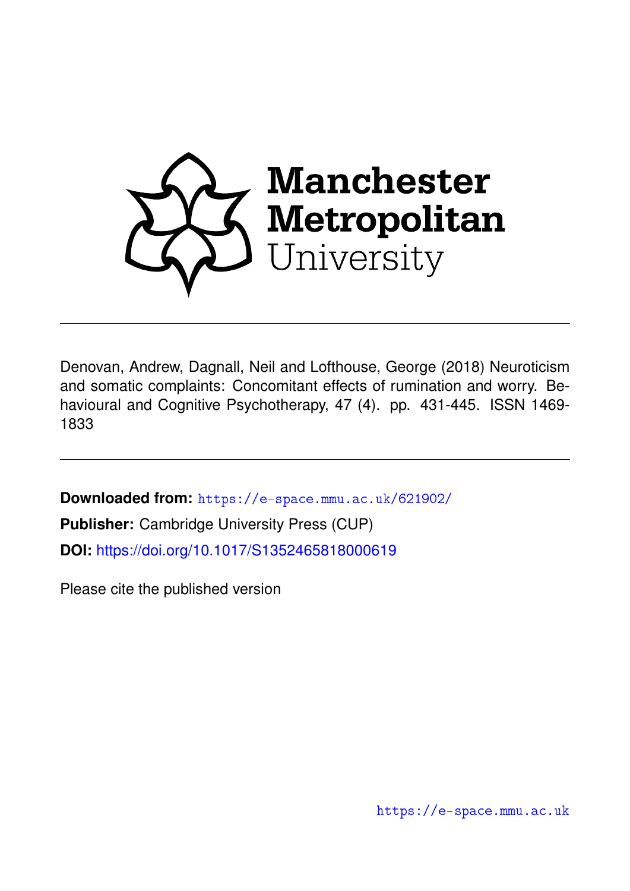Manchester Metropolitan University

---

Denovan, Andrew, Dagnall, Neil and Lofthouse, George (2018) Neuroticism and somatic complaints: Concomitant effects of rumination and worry. Behavioural and Cognitive Psychotherapy, 47 (4). pp. 431-445. ISSN 1469-1833

---

**Downloaded from:** https://e-space.mmu.ac.uk/621902/

**Publisher:** Cambridge University Press (CUP)

**DOI:** https://doi.org/10.1017/S1352465818000619

Please cite the published version

https://e-space.mmu.ac.uk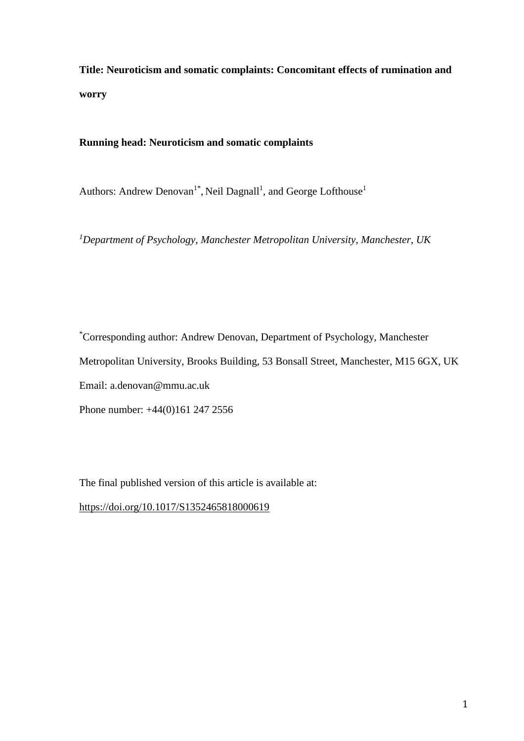**Title: Neuroticism and somatic complaints: Concomitant effects of rumination and worry**

**Running head: Neuroticism and somatic complaints**

Authors: Andrew Denovan[1*], Neil Dagnall[1], and George Lofthouse[1]

*[1]Department of Psychology, Manchester Metropolitan University, Manchester, UK*

[*]Corresponding author: Andrew Denovan, Department of Psychology, Manchester Metropolitan University, Brooks Building, 53 Bonsall Street, Manchester, M15 6GX, UK

Email: a.denovan@mmu.ac.uk

Phone number: +44(0)161 247 2556

The final published version of this article is available at:

https://doi.org/10.1017/S1352465818000619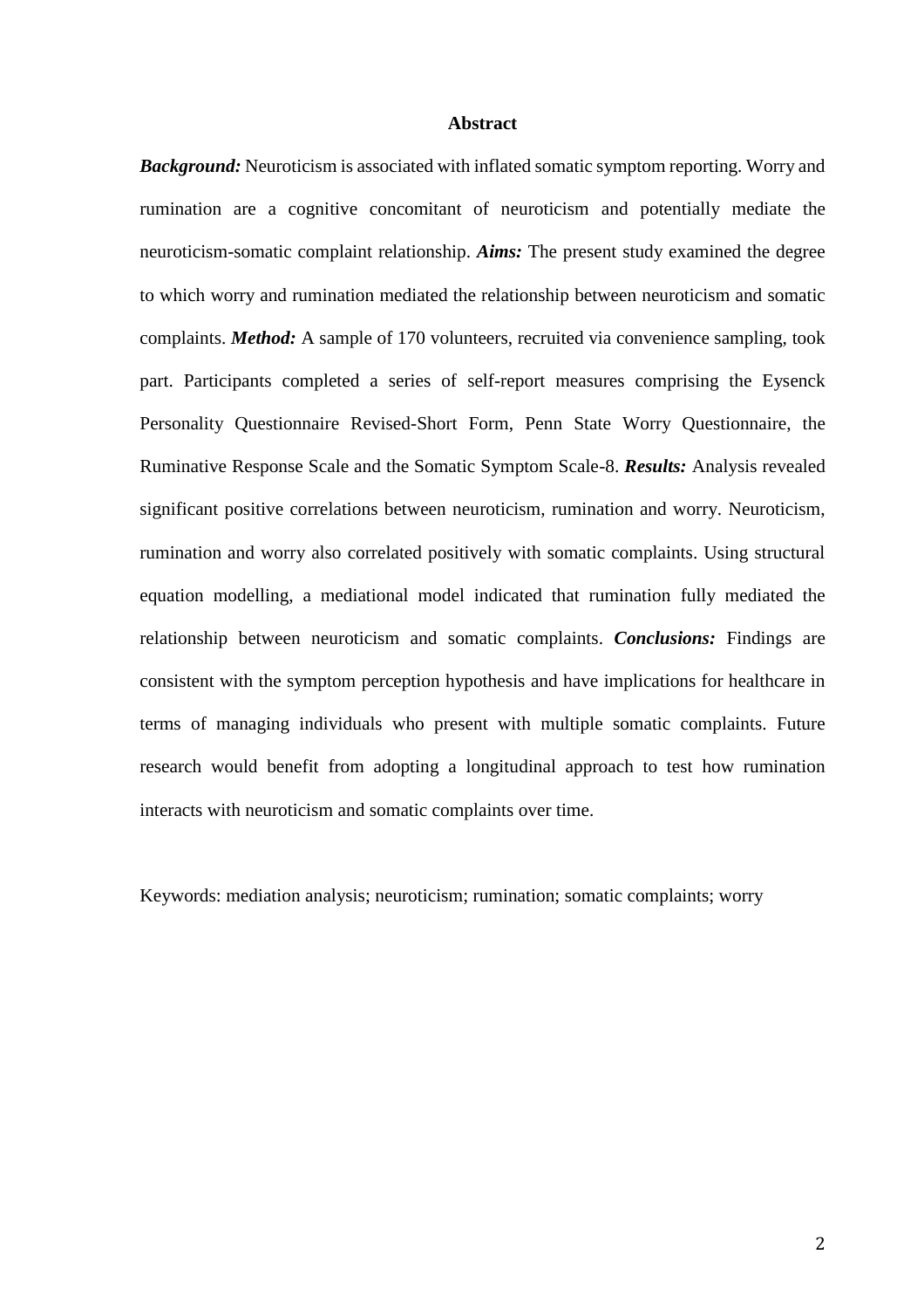## Abstract

***Background:*** Neuroticism is associated with inflated somatic symptom reporting. Worry and rumination are a cognitive concomitant of neuroticism and potentially mediate the neuroticism-somatic complaint relationship. ***Aims:*** The present study examined the degree to which worry and rumination mediated the relationship between neuroticism and somatic complaints. ***Method:*** A sample of 170 volunteers, recruited via convenience sampling, took part. Participants completed a series of self-report measures comprising the Eysenck Personality Questionnaire Revised-Short Form, Penn State Worry Questionnaire, the Ruminative Response Scale and the Somatic Symptom Scale-8. ***Results:*** Analysis revealed significant positive correlations between neuroticism, rumination and worry. Neuroticism, rumination and worry also correlated positively with somatic complaints. Using structural equation modelling, a mediational model indicated that rumination fully mediated the relationship between neuroticism and somatic complaints. ***Conclusions:*** Findings are consistent with the symptom perception hypothesis and have implications for healthcare in terms of managing individuals who present with multiple somatic complaints. Future research would benefit from adopting a longitudinal approach to test how rumination interacts with neuroticism and somatic complaints over time.

Keywords: mediation analysis; neuroticism; rumination; somatic complaints; worry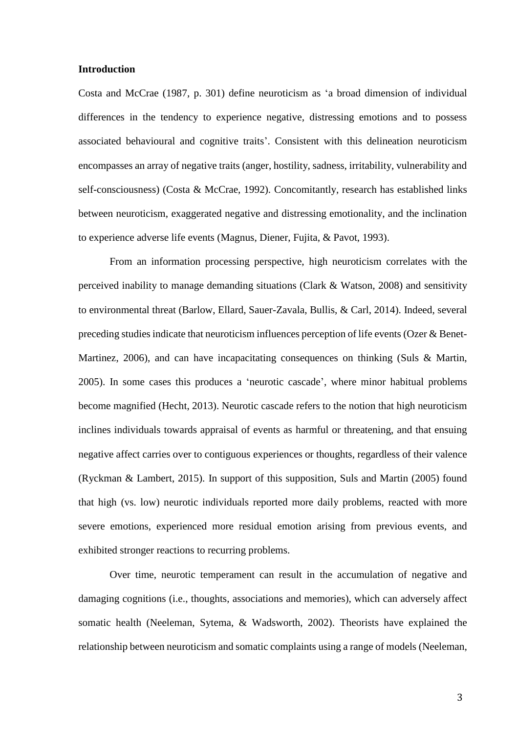**Introduction**

Costa and McCrae (1987, p. 301) define neuroticism as 'a broad dimension of individual differences in the tendency to experience negative, distressing emotions and to possess associated behavioural and cognitive traits'. Consistent with this delineation neuroticism encompasses an array of negative traits (anger, hostility, sadness, irritability, vulnerability and self-consciousness) (Costa & McCrae, 1992). Concomitantly, research has established links between neuroticism, exaggerated negative and distressing emotionality, and the inclination to experience adverse life events (Magnus, Diener, Fujita, & Pavot, 1993).

From an information processing perspective, high neuroticism correlates with the perceived inability to manage demanding situations (Clark & Watson, 2008) and sensitivity to environmental threat (Barlow, Ellard, Sauer-Zavala, Bullis, & Carl, 2014). Indeed, several preceding studies indicate that neuroticism influences perception of life events (Ozer & Benet-Martinez, 2006), and can have incapacitating consequences on thinking (Suls & Martin, 2005). In some cases this produces a 'neurotic cascade', where minor habitual problems become magnified (Hecht, 2013). Neurotic cascade refers to the notion that high neuroticism inclines individuals towards appraisal of events as harmful or threatening, and that ensuing negative affect carries over to contiguous experiences or thoughts, regardless of their valence (Ryckman & Lambert, 2015). In support of this supposition, Suls and Martin (2005) found that high (vs. low) neurotic individuals reported more daily problems, reacted with more severe emotions, experienced more residual emotion arising from previous events, and exhibited stronger reactions to recurring problems.

Over time, neurotic temperament can result in the accumulation of negative and damaging cognitions (i.e., thoughts, associations and memories), which can adversely affect somatic health (Neeleman, Sytema, & Wadsworth, 2002). Theorists have explained the relationship between neuroticism and somatic complaints using a range of models (Neeleman,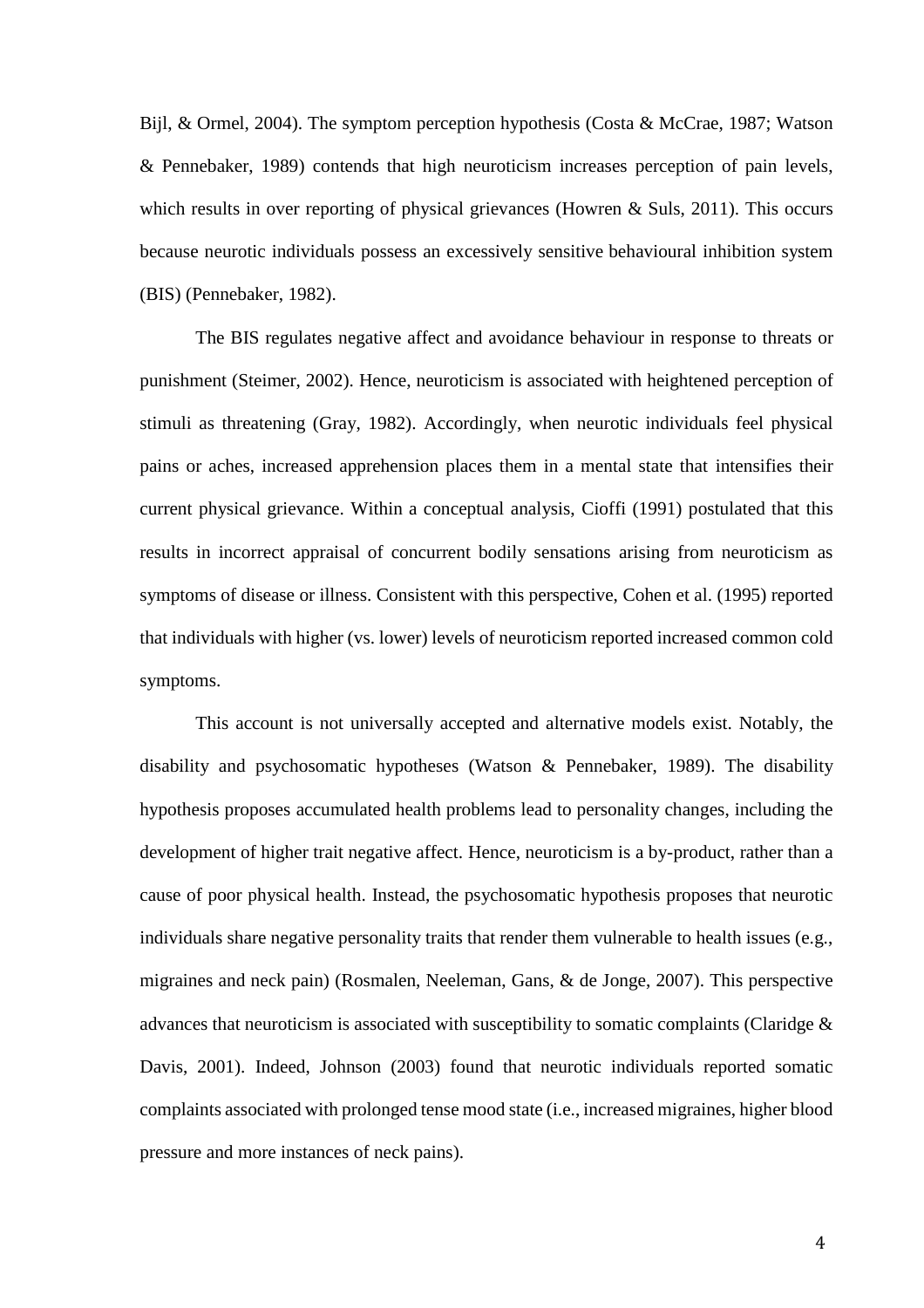Bijl, & Ormel, 2004). The symptom perception hypothesis (Costa & McCrae, 1987; Watson & Pennebaker, 1989) contends that high neuroticism increases perception of pain levels, which results in over reporting of physical grievances (Howren & Suls, 2011). This occurs because neurotic individuals possess an excessively sensitive behavioural inhibition system (BIS) (Pennebaker, 1982).

The BIS regulates negative affect and avoidance behaviour in response to threats or punishment (Steimer, 2002). Hence, neuroticism is associated with heightened perception of stimuli as threatening (Gray, 1982). Accordingly, when neurotic individuals feel physical pains or aches, increased apprehension places them in a mental state that intensifies their current physical grievance. Within a conceptual analysis, Cioffi (1991) postulated that this results in incorrect appraisal of concurrent bodily sensations arising from neuroticism as symptoms of disease or illness. Consistent with this perspective, Cohen et al. (1995) reported that individuals with higher (vs. lower) levels of neuroticism reported increased common cold symptoms.

This account is not universally accepted and alternative models exist. Notably, the disability and psychosomatic hypotheses (Watson & Pennebaker, 1989). The disability hypothesis proposes accumulated health problems lead to personality changes, including the development of higher trait negative affect. Hence, neuroticism is a by-product, rather than a cause of poor physical health. Instead, the psychosomatic hypothesis proposes that neurotic individuals share negative personality traits that render them vulnerable to health issues (e.g., migraines and neck pain) (Rosmalen, Neeleman, Gans, & de Jonge, 2007). This perspective advances that neuroticism is associated with susceptibility to somatic complaints (Claridge & Davis, 2001). Indeed, Johnson (2003) found that neurotic individuals reported somatic complaints associated with prolonged tense mood state (i.e., increased migraines, higher blood pressure and more instances of neck pains).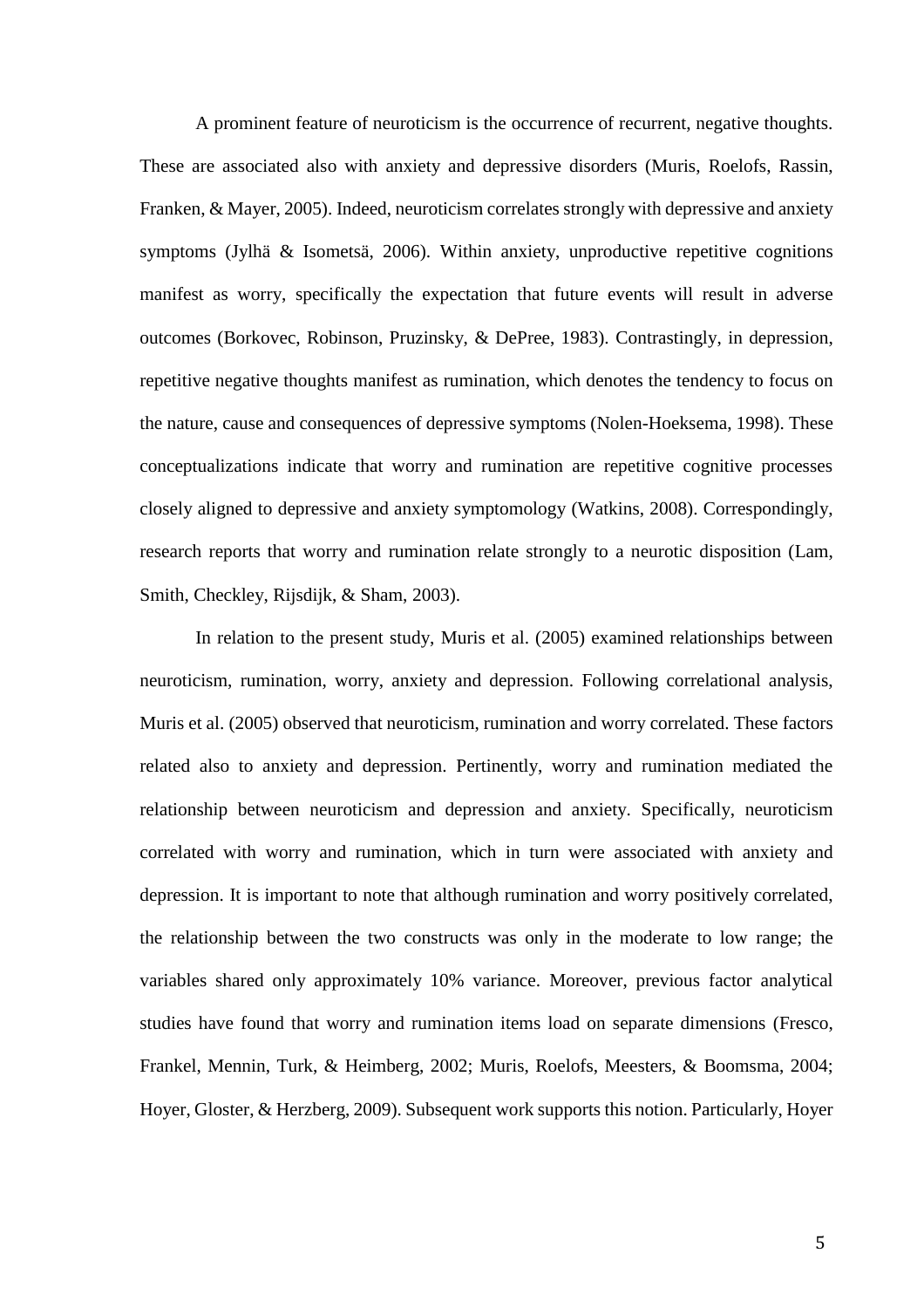A prominent feature of neuroticism is the occurrence of recurrent, negative thoughts. These are associated also with anxiety and depressive disorders (Muris, Roelofs, Rassin, Franken, & Mayer, 2005). Indeed, neuroticism correlates strongly with depressive and anxiety symptoms (Jylhä & Isometsä, 2006). Within anxiety, unproductive repetitive cognitions manifest as worry, specifically the expectation that future events will result in adverse outcomes (Borkovec, Robinson, Pruzinsky, & DePree, 1983). Contrastingly, in depression, repetitive negative thoughts manifest as rumination, which denotes the tendency to focus on the nature, cause and consequences of depressive symptoms (Nolen-Hoeksema, 1998). These conceptualizations indicate that worry and rumination are repetitive cognitive processes closely aligned to depressive and anxiety symptomology (Watkins, 2008). Correspondingly, research reports that worry and rumination relate strongly to a neurotic disposition (Lam, Smith, Checkley, Rijsdijk, & Sham, 2003).

In relation to the present study, Muris et al. (2005) examined relationships between neuroticism, rumination, worry, anxiety and depression. Following correlational analysis, Muris et al. (2005) observed that neuroticism, rumination and worry correlated. These factors related also to anxiety and depression. Pertinently, worry and rumination mediated the relationship between neuroticism and depression and anxiety. Specifically, neuroticism correlated with worry and rumination, which in turn were associated with anxiety and depression. It is important to note that although rumination and worry positively correlated, the relationship between the two constructs was only in the moderate to low range; the variables shared only approximately 10% variance. Moreover, previous factor analytical studies have found that worry and rumination items load on separate dimensions (Fresco, Frankel, Mennin, Turk, & Heimberg, 2002; Muris, Roelofs, Meesters, & Boomsma, 2004; Hoyer, Gloster, & Herzberg, 2009). Subsequent work supports this notion. Particularly, Hoyer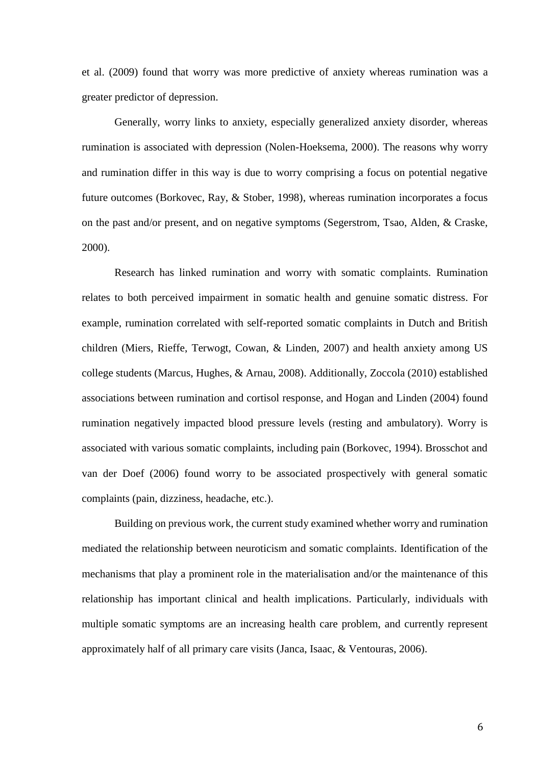et al. (2009) found that worry was more predictive of anxiety whereas rumination was a greater predictor of depression.

Generally, worry links to anxiety, especially generalized anxiety disorder, whereas rumination is associated with depression (Nolen-Hoeksema, 2000). The reasons why worry and rumination differ in this way is due to worry comprising a focus on potential negative future outcomes (Borkovec, Ray, & Stober, 1998), whereas rumination incorporates a focus on the past and/or present, and on negative symptoms (Segerstrom, Tsao, Alden, & Craske, 2000).

Research has linked rumination and worry with somatic complaints. Rumination relates to both perceived impairment in somatic health and genuine somatic distress. For example, rumination correlated with self-reported somatic complaints in Dutch and British children (Miers, Rieffe, Terwogt, Cowan, & Linden, 2007) and health anxiety among US college students (Marcus, Hughes, & Arnau, 2008). Additionally, Zoccola (2010) established associations between rumination and cortisol response, and Hogan and Linden (2004) found rumination negatively impacted blood pressure levels (resting and ambulatory). Worry is associated with various somatic complaints, including pain (Borkovec, 1994). Brosschot and van der Doef (2006) found worry to be associated prospectively with general somatic complaints (pain, dizziness, headache, etc.).

Building on previous work, the current study examined whether worry and rumination mediated the relationship between neuroticism and somatic complaints. Identification of the mechanisms that play a prominent role in the materialisation and/or the maintenance of this relationship has important clinical and health implications. Particularly, individuals with multiple somatic symptoms are an increasing health care problem, and currently represent approximately half of all primary care visits (Janca, Isaac, & Ventouras, 2006).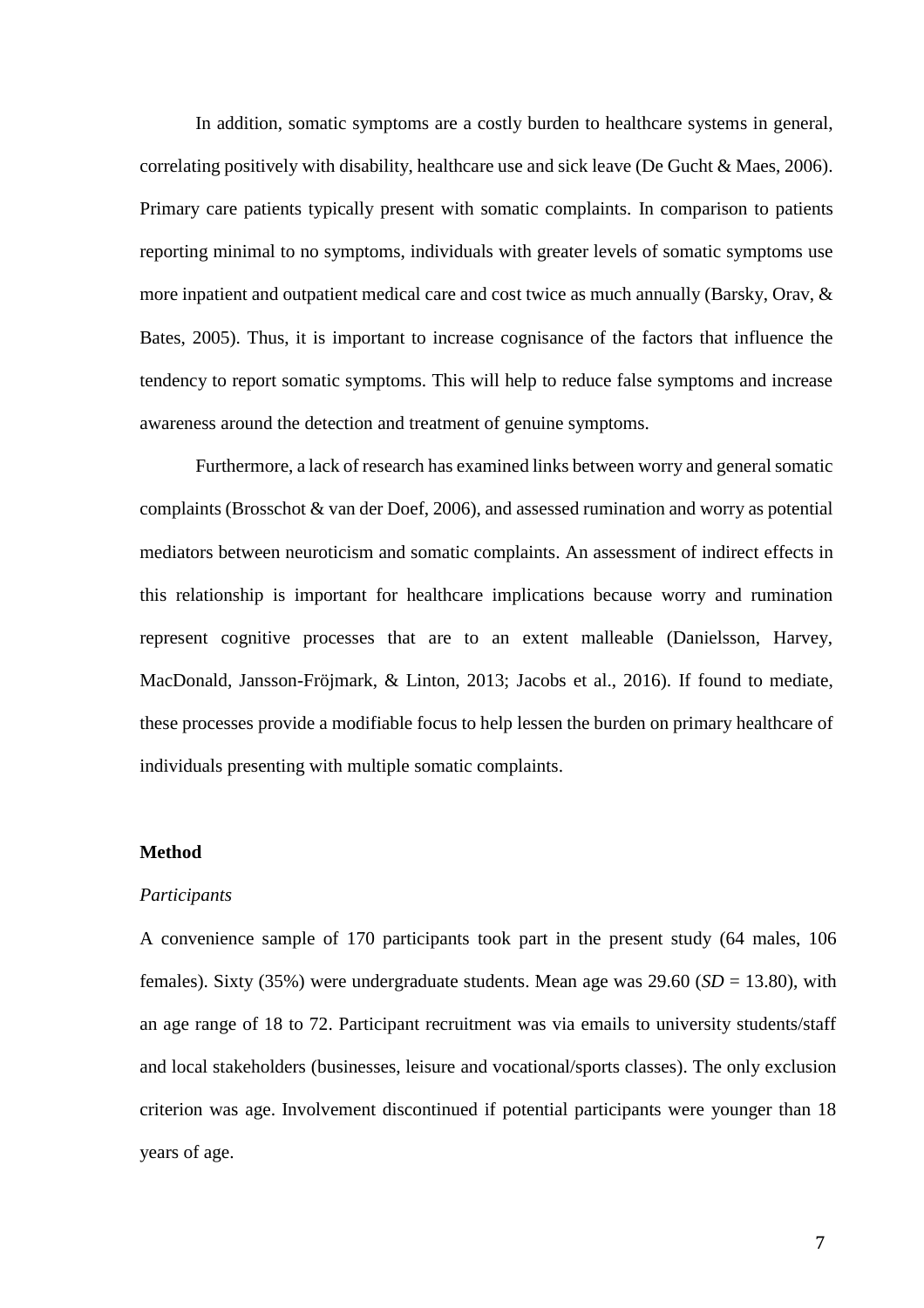In addition, somatic symptoms are a costly burden to healthcare systems in general, correlating positively with disability, healthcare use and sick leave (De Gucht & Maes, 2006). Primary care patients typically present with somatic complaints. In comparison to patients reporting minimal to no symptoms, individuals with greater levels of somatic symptoms use more inpatient and outpatient medical care and cost twice as much annually (Barsky, Orav, & Bates, 2005). Thus, it is important to increase cognisance of the factors that influence the tendency to report somatic symptoms. This will help to reduce false symptoms and increase awareness around the detection and treatment of genuine symptoms.

Furthermore, a lack of research has examined links between worry and general somatic complaints (Brosschot & van der Doef, 2006), and assessed rumination and worry as potential mediators between neuroticism and somatic complaints. An assessment of indirect effects in this relationship is important for healthcare implications because worry and rumination represent cognitive processes that are to an extent malleable (Danielsson, Harvey, MacDonald, Jansson-Fröjmark, & Linton, 2013; Jacobs et al., 2016). If found to mediate, these processes provide a modifiable focus to help lessen the burden on primary healthcare of individuals presenting with multiple somatic complaints.

## Method

### *Participants*

A convenience sample of 170 participants took part in the present study (64 males, 106 females). Sixty (35%) were undergraduate students. Mean age was 29.60 (*SD* = 13.80), with an age range of 18 to 72. Participant recruitment was via emails to university students/staff and local stakeholders (businesses, leisure and vocational/sports classes). The only exclusion criterion was age. Involvement discontinued if potential participants were younger than 18 years of age.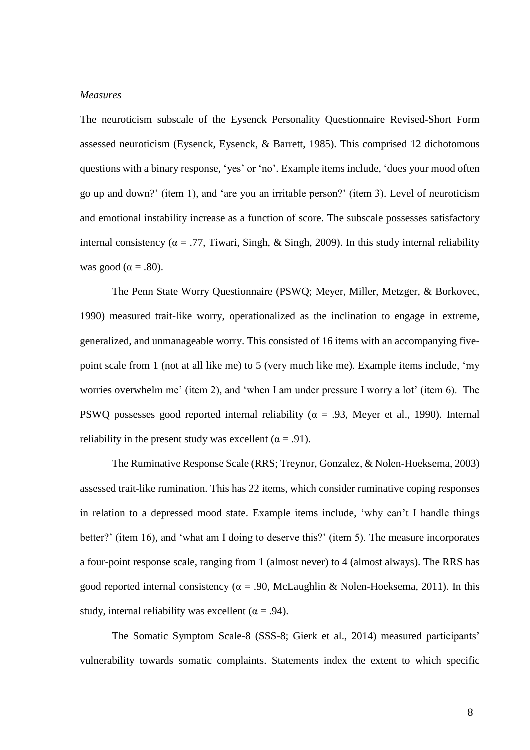*Measures*

The neuroticism subscale of the Eysenck Personality Questionnaire Revised-Short Form assessed neuroticism (Eysenck, Eysenck, & Barrett, 1985). This comprised 12 dichotomous questions with a binary response, 'yes' or 'no'. Example items include, 'does your mood often go up and down?' (item 1), and 'are you an irritable person?' (item 3). Level of neuroticism and emotional instability increase as a function of score. The subscale possesses satisfactory internal consistency ($\alpha$ = .77, Tiwari, Singh, & Singh, 2009). In this study internal reliability was good ($\alpha$ = .80).

The Penn State Worry Questionnaire (PSWQ; Meyer, Miller, Metzger, & Borkovec, 1990) measured trait-like worry, operationalized as the inclination to engage in extreme, generalized, and unmanageable worry. This consisted of 16 items with an accompanying five-point scale from 1 (not at all like me) to 5 (very much like me). Example items include, 'my worries overwhelm me' (item 2), and 'when I am under pressure I worry a lot' (item 6). The PSWQ possesses good reported internal reliability ($\alpha$ = .93, Meyer et al., 1990). Internal reliability in the present study was excellent ($\alpha$ = .91).

The Ruminative Response Scale (RRS; Treynor, Gonzalez, & Nolen-Hoeksema, 2003) assessed trait-like rumination. This has 22 items, which consider ruminative coping responses in relation to a depressed mood state. Example items include, 'why can't I handle things better?' (item 16), and 'what am I doing to deserve this?' (item 5). The measure incorporates a four-point response scale, ranging from 1 (almost never) to 4 (almost always). The RRS has good reported internal consistency ($\alpha$ = .90, McLaughlin & Nolen-Hoeksema, 2011). In this study, internal reliability was excellent ($\alpha$ = .94).

The Somatic Symptom Scale-8 (SSS-8; Gierk et al., 2014) measured participants' vulnerability towards somatic complaints. Statements index the extent to which specific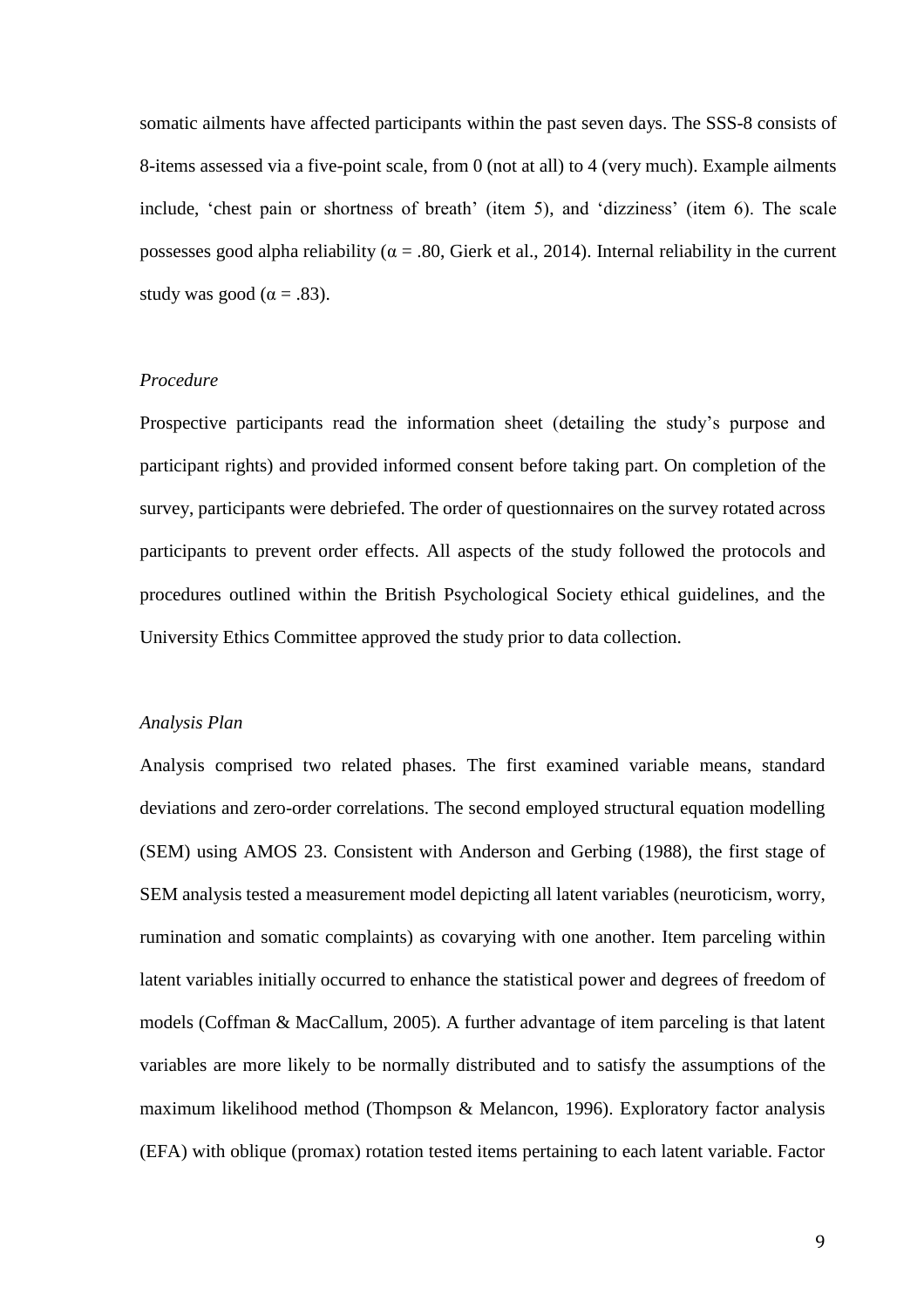somatic ailments have affected participants within the past seven days. The SSS-8 consists of 8-items assessed via a five-point scale, from 0 (not at all) to 4 (very much). Example ailments include, 'chest pain or shortness of breath' (item 5), and 'dizziness' (item 6). The scale possesses good alpha reliability ($\alpha$ = .80, Gierk et al., 2014). Internal reliability in the current study was good ($\alpha$ = .83).

*Procedure*

Prospective participants read the information sheet (detailing the study's purpose and participant rights) and provided informed consent before taking part. On completion of the survey, participants were debriefed. The order of questionnaires on the survey rotated across participants to prevent order effects. All aspects of the study followed the protocols and procedures outlined within the British Psychological Society ethical guidelines, and the University Ethics Committee approved the study prior to data collection.

*Analysis Plan*

Analysis comprised two related phases. The first examined variable means, standard deviations and zero-order correlations. The second employed structural equation modelling (SEM) using AMOS 23. Consistent with Anderson and Gerbing (1988), the first stage of SEM analysis tested a measurement model depicting all latent variables (neuroticism, worry, rumination and somatic complaints) as covarying with one another. Item parceling within latent variables initially occurred to enhance the statistical power and degrees of freedom of models (Coffman & MacCallum, 2005). A further advantage of item parceling is that latent variables are more likely to be normally distributed and to satisfy the assumptions of the maximum likelihood method (Thompson & Melancon, 1996). Exploratory factor analysis (EFA) with oblique (promax) rotation tested items pertaining to each latent variable. Factor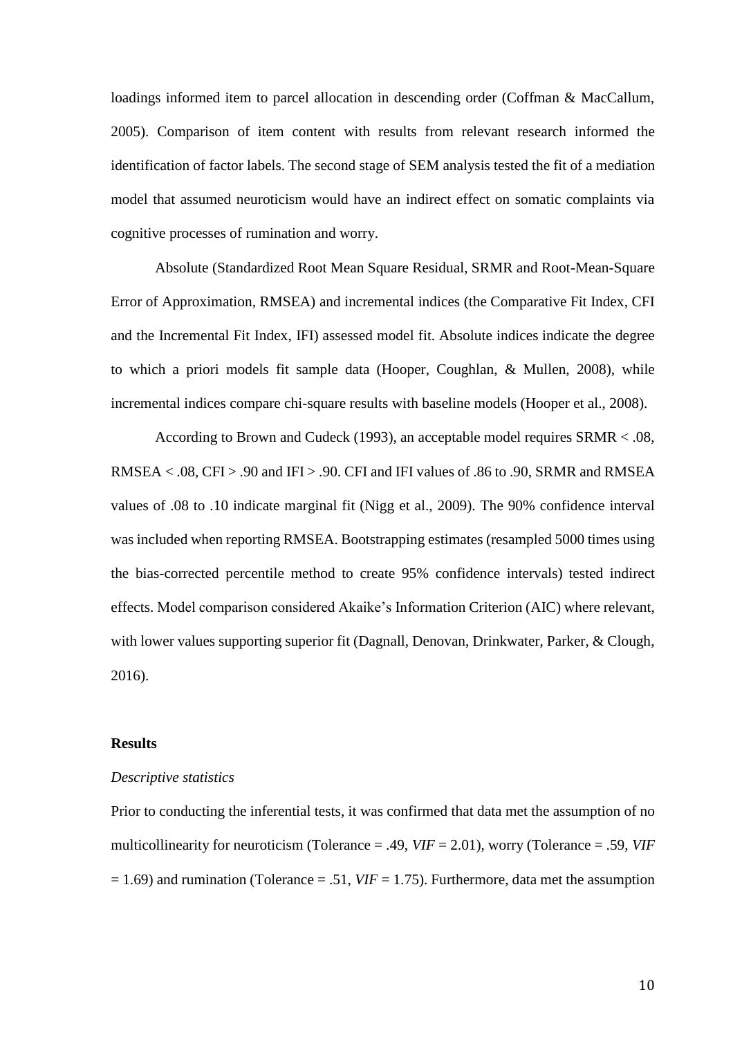loadings informed item to parcel allocation in descending order (Coffman & MacCallum, 2005). Comparison of item content with results from relevant research informed the identification of factor labels. The second stage of SEM analysis tested the fit of a mediation model that assumed neuroticism would have an indirect effect on somatic complaints via cognitive processes of rumination and worry.

Absolute (Standardized Root Mean Square Residual, SRMR and Root-Mean-Square Error of Approximation, RMSEA) and incremental indices (the Comparative Fit Index, CFI and the Incremental Fit Index, IFI) assessed model fit. Absolute indices indicate the degree to which a priori models fit sample data (Hooper, Coughlan, & Mullen, 2008), while incremental indices compare chi-square results with baseline models (Hooper et al., 2008).

According to Brown and Cudeck (1993), an acceptable model requires SRMR < .08, RMSEA < .08, CFI > .90 and IFI > .90. CFI and IFI values of .86 to .90, SRMR and RMSEA values of .08 to .10 indicate marginal fit (Nigg et al., 2009). The 90% confidence interval was included when reporting RMSEA. Bootstrapping estimates (resampled 5000 times using the bias-corrected percentile method to create 95% confidence intervals) tested indirect effects. Model comparison considered Akaike's Information Criterion (AIC) where relevant, with lower values supporting superior fit (Dagnall, Denovan, Drinkwater, Parker, & Clough, 2016).

## Results

### *Descriptive statistics*

Prior to conducting the inferential tests, it was confirmed that data met the assumption of no multicollinearity for neuroticism (Tolerance = .49, *VIF* = 2.01), worry (Tolerance = .59, *VIF* = 1.69) and rumination (Tolerance = .51, *VIF* = 1.75). Furthermore, data met the assumption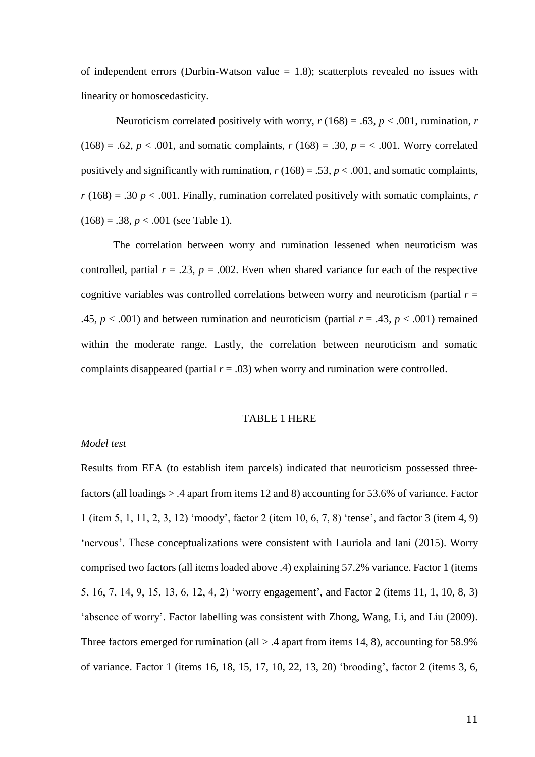of independent errors (Durbin-Watson value = 1.8); scatterplots revealed no issues with linearity or homoscedasticity.

Neuroticism correlated positively with worry, $r$ (168) = .63, $p$ < .001, rumination, $r$ (168) = .62, $p$ < .001, and somatic complaints, $r$ (168) = .30, $p$ = < .001. Worry correlated positively and significantly with rumination, $r$ (168) = .53, $p$ < .001, and somatic complaints, $r$ (168) = .30 $p$ < .001. Finally, rumination correlated positively with somatic complaints, $r$ (168) = .38, $p$ < .001 (see Table 1).

The correlation between worry and rumination lessened when neuroticism was controlled, partial $r$ = .23, $p$ = .002. Even when shared variance for each of the respective cognitive variables was controlled correlations between worry and neuroticism (partial $r$ = .45, $p$ < .001) and between rumination and neuroticism (partial $r$ = .43, $p$ < .001) remained within the moderate range. Lastly, the correlation between neuroticism and somatic complaints disappeared (partial $r$ = .03) when worry and rumination were controlled.

TABLE 1 HERE

*Model test*

Results from EFA (to establish item parcels) indicated that neuroticism possessed three-factors (all loadings > .4 apart from items 12 and 8) accounting for 53.6% of variance. Factor 1 (item 5, 1, 11, 2, 3, 12) 'moody', factor 2 (item 10, 6, 7, 8) 'tense', and factor 3 (item 4, 9) 'nervous'. These conceptualizations were consistent with Lauriola and Iani (2015). Worry comprised two factors (all items loaded above .4) explaining 57.2% variance. Factor 1 (items 5, 16, 7, 14, 9, 15, 13, 6, 12, 4, 2) 'worry engagement', and Factor 2 (items 11, 1, 10, 8, 3) 'absence of worry'. Factor labelling was consistent with Zhong, Wang, Li, and Liu (2009). Three factors emerged for rumination (all > .4 apart from items 14, 8), accounting for 58.9% of variance. Factor 1 (items 16, 18, 15, 17, 10, 22, 13, 20) 'brooding', factor 2 (items 3, 6,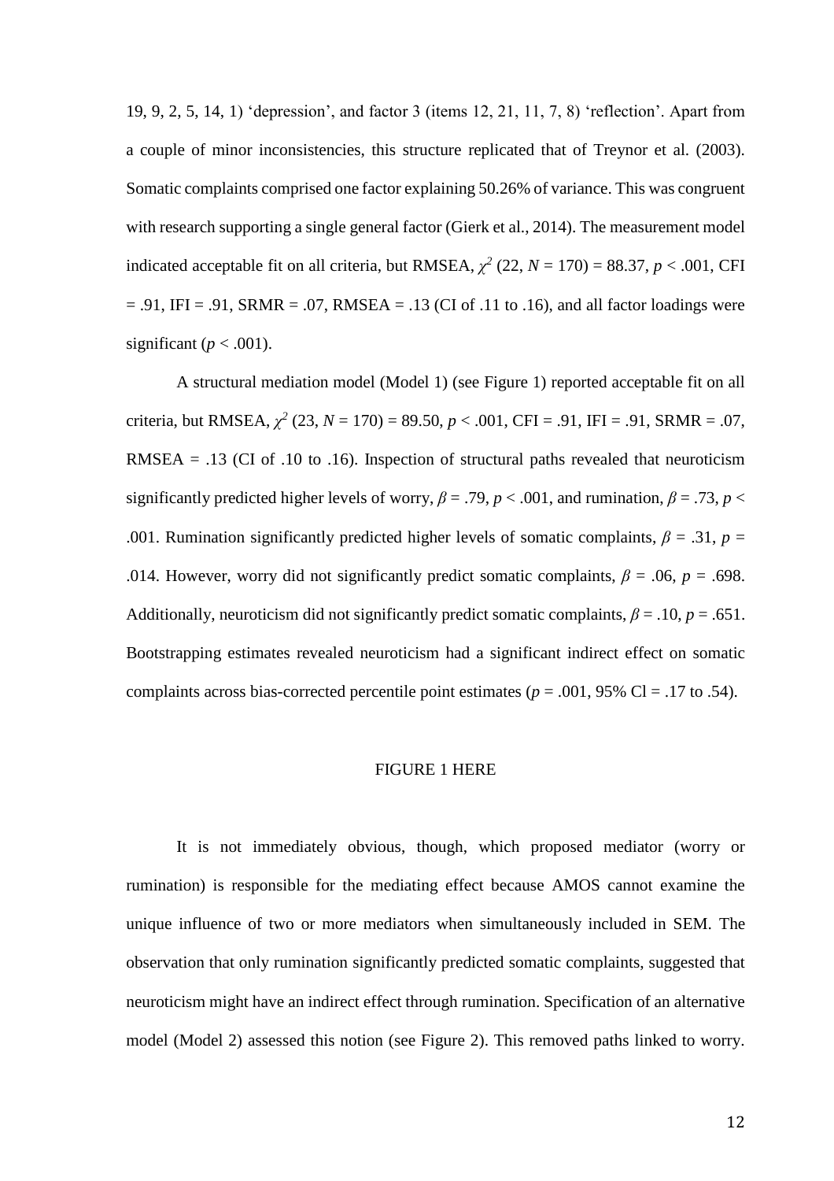19, 9, 2, 5, 14, 1) 'depression', and factor 3 (items 12, 21, 11, 7, 8) 'reflection'. Apart from a couple of minor inconsistencies, this structure replicated that of Treynor et al. (2003). Somatic complaints comprised one factor explaining 50.26% of variance. This was congruent with research supporting a single general factor (Gierk et al., 2014). The measurement model indicated acceptable fit on all criteria, but RMSEA, $\chi^2$ (22, $N$ = 170) = 88.37, $p$ < .001, CFI = .91, IFI = .91, SRMR = .07, RMSEA = .13 (CI of .11 to .16), and all factor loadings were significant ($p$ < .001).

A structural mediation model (Model 1) (see Figure 1) reported acceptable fit on all criteria, but RMSEA, $\chi^2$ (23, $N$ = 170) = 89.50, $p$ < .001, CFI = .91, IFI = .91, SRMR = .07, RMSEA = .13 (CI of .10 to .16). Inspection of structural paths revealed that neuroticism significantly predicted higher levels of worry, $\beta$ = .79, $p$ < .001, and rumination, $\beta$ = .73, $p$ < .001. Rumination significantly predicted higher levels of somatic complaints, $\beta$ = .31, $p$ = .014. However, worry did not significantly predict somatic complaints, $\beta$ = .06, $p$ = .698. Additionally, neuroticism did not significantly predict somatic complaints, $\beta$ = .10, $p$ = .651. Bootstrapping estimates revealed neuroticism had a significant indirect effect on somatic complaints across bias-corrected percentile point estimates ($p$ = .001, 95% Cl = .17 to .54).

FIGURE 1 HERE

It is not immediately obvious, though, which proposed mediator (worry or rumination) is responsible for the mediating effect because AMOS cannot examine the unique influence of two or more mediators when simultaneously included in SEM. The observation that only rumination significantly predicted somatic complaints, suggested that neuroticism might have an indirect effect through rumination. Specification of an alternative model (Model 2) assessed this notion (see Figure 2). This removed paths linked to worry.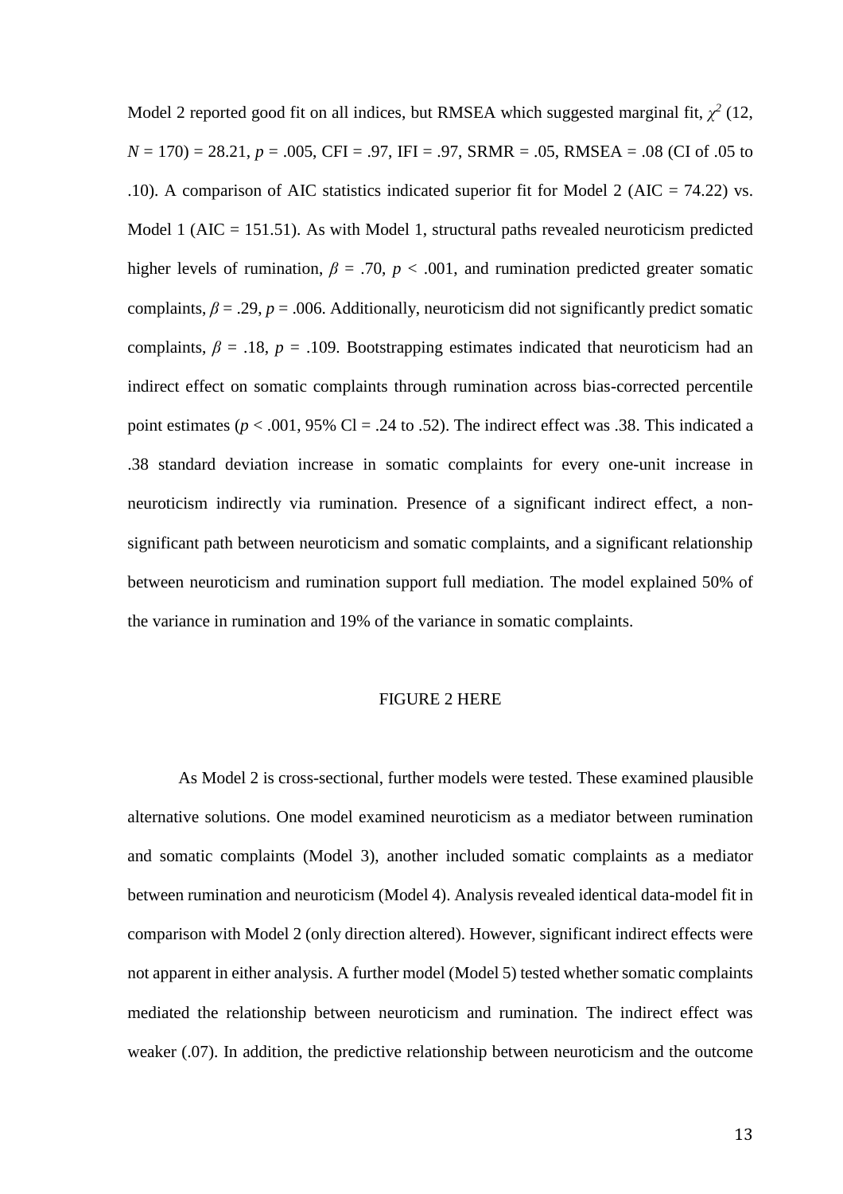Model 2 reported good fit on all indices, but RMSEA which suggested marginal fit, $\chi^2$ (12, $N$ = 170) = 28.21, $p$ = .005, CFI = .97, IFI = .97, SRMR = .05, RMSEA = .08 (CI of .05 to .10). A comparison of AIC statistics indicated superior fit for Model 2 (AIC = 74.22) vs. Model 1 (AIC = 151.51). As with Model 1, structural paths revealed neuroticism predicted higher levels of rumination, $\beta$ = .70, $p$ < .001, and rumination predicted greater somatic complaints, $\beta$ = .29, $p$ = .006. Additionally, neuroticism did not significantly predict somatic complaints, $\beta$ = .18, $p$ = .109. Bootstrapping estimates indicated that neuroticism had an indirect effect on somatic complaints through rumination across bias-corrected percentile point estimates ($p$ < .001, 95% Cl = .24 to .52). The indirect effect was .38. This indicated a .38 standard deviation increase in somatic complaints for every one-unit increase in neuroticism indirectly via rumination. Presence of a significant indirect effect, a non-significant path between neuroticism and somatic complaints, and a significant relationship between neuroticism and rumination support full mediation. The model explained 50% of the variance in rumination and 19% of the variance in somatic complaints.

FIGURE 2 HERE

As Model 2 is cross-sectional, further models were tested. These examined plausible alternative solutions. One model examined neuroticism as a mediator between rumination and somatic complaints (Model 3), another included somatic complaints as a mediator between rumination and neuroticism (Model 4). Analysis revealed identical data-model fit in comparison with Model 2 (only direction altered). However, significant indirect effects were not apparent in either analysis. A further model (Model 5) tested whether somatic complaints mediated the relationship between neuroticism and rumination. The indirect effect was weaker (.07). In addition, the predictive relationship between neuroticism and the outcome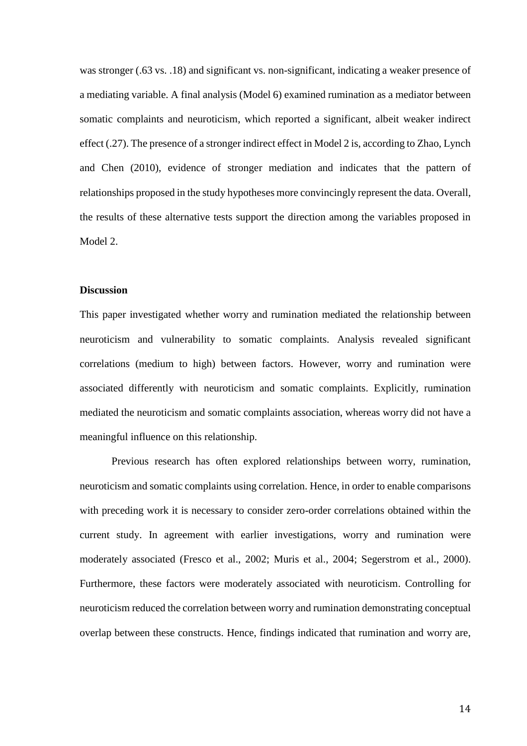was stronger (.63 vs. .18) and significant vs. non-significant, indicating a weaker presence of a mediating variable. A final analysis (Model 6) examined rumination as a mediator between somatic complaints and neuroticism, which reported a significant, albeit weaker indirect effect (.27). The presence of a stronger indirect effect in Model 2 is, according to Zhao, Lynch and Chen (2010), evidence of stronger mediation and indicates that the pattern of relationships proposed in the study hypotheses more convincingly represent the data. Overall, the results of these alternative tests support the direction among the variables proposed in Model 2.

## Discussion

This paper investigated whether worry and rumination mediated the relationship between neuroticism and vulnerability to somatic complaints. Analysis revealed significant correlations (medium to high) between factors. However, worry and rumination were associated differently with neuroticism and somatic complaints. Explicitly, rumination mediated the neuroticism and somatic complaints association, whereas worry did not have a meaningful influence on this relationship.

Previous research has often explored relationships between worry, rumination, neuroticism and somatic complaints using correlation. Hence, in order to enable comparisons with preceding work it is necessary to consider zero-order correlations obtained within the current study. In agreement with earlier investigations, worry and rumination were moderately associated (Fresco et al., 2002; Muris et al., 2004; Segerstrom et al., 2000). Furthermore, these factors were moderately associated with neuroticism. Controlling for neuroticism reduced the correlation between worry and rumination demonstrating conceptual overlap between these constructs. Hence, findings indicated that rumination and worry are,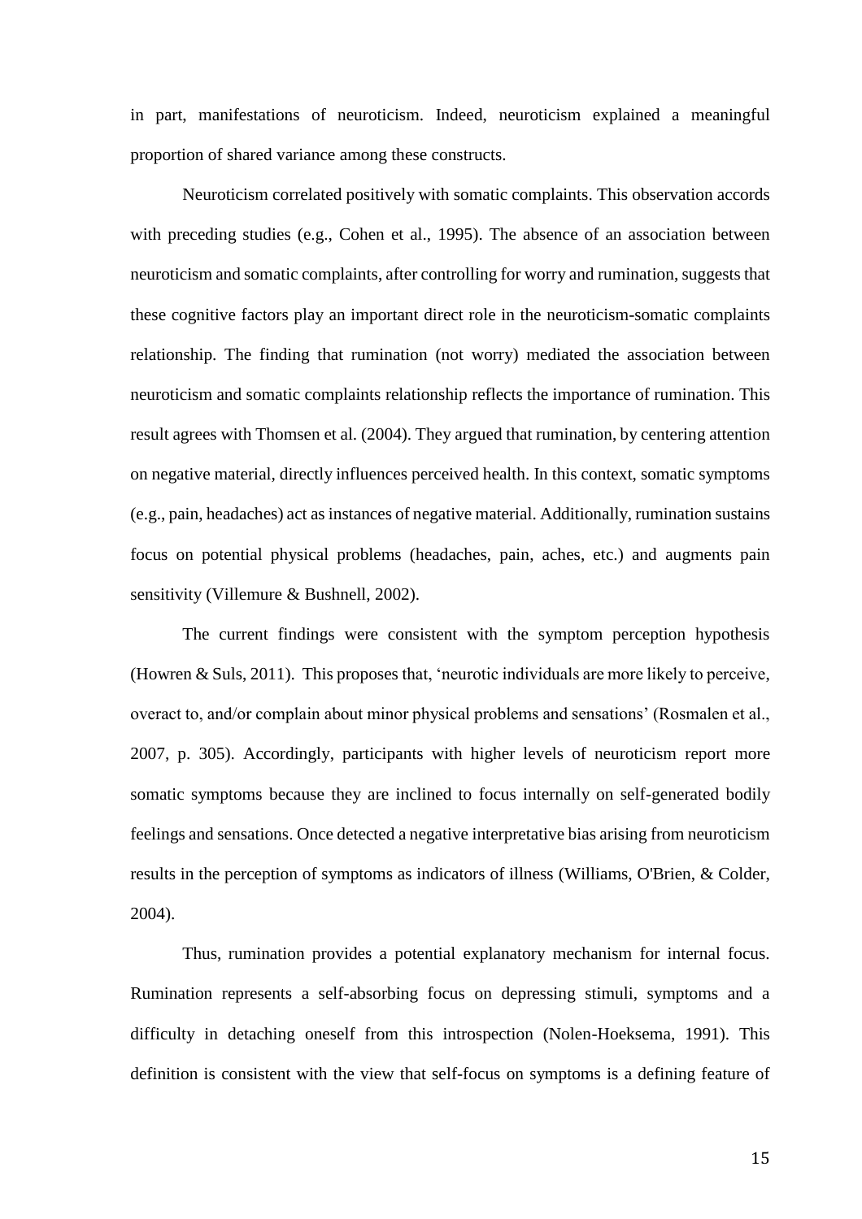in part, manifestations of neuroticism. Indeed, neuroticism explained a meaningful proportion of shared variance among these constructs.

Neuroticism correlated positively with somatic complaints. This observation accords with preceding studies (e.g., Cohen et al., 1995). The absence of an association between neuroticism and somatic complaints, after controlling for worry and rumination, suggests that these cognitive factors play an important direct role in the neuroticism-somatic complaints relationship. The finding that rumination (not worry) mediated the association between neuroticism and somatic complaints relationship reflects the importance of rumination. This result agrees with Thomsen et al. (2004). They argued that rumination, by centering attention on negative material, directly influences perceived health. In this context, somatic symptoms (e.g., pain, headaches) act as instances of negative material. Additionally, rumination sustains focus on potential physical problems (headaches, pain, aches, etc.) and augments pain sensitivity (Villemure & Bushnell, 2002).

The current findings were consistent with the symptom perception hypothesis (Howren & Suls, 2011). This proposes that, 'neurotic individuals are more likely to perceive, overact to, and/or complain about minor physical problems and sensations' (Rosmalen et al., 2007, p. 305). Accordingly, participants with higher levels of neuroticism report more somatic symptoms because they are inclined to focus internally on self-generated bodily feelings and sensations. Once detected a negative interpretative bias arising from neuroticism results in the perception of symptoms as indicators of illness (Williams, O'Brien, & Colder, 2004).

Thus, rumination provides a potential explanatory mechanism for internal focus. Rumination represents a self-absorbing focus on depressing stimuli, symptoms and a difficulty in detaching oneself from this introspection (Nolen-Hoeksema, 1991). This definition is consistent with the view that self-focus on symptoms is a defining feature of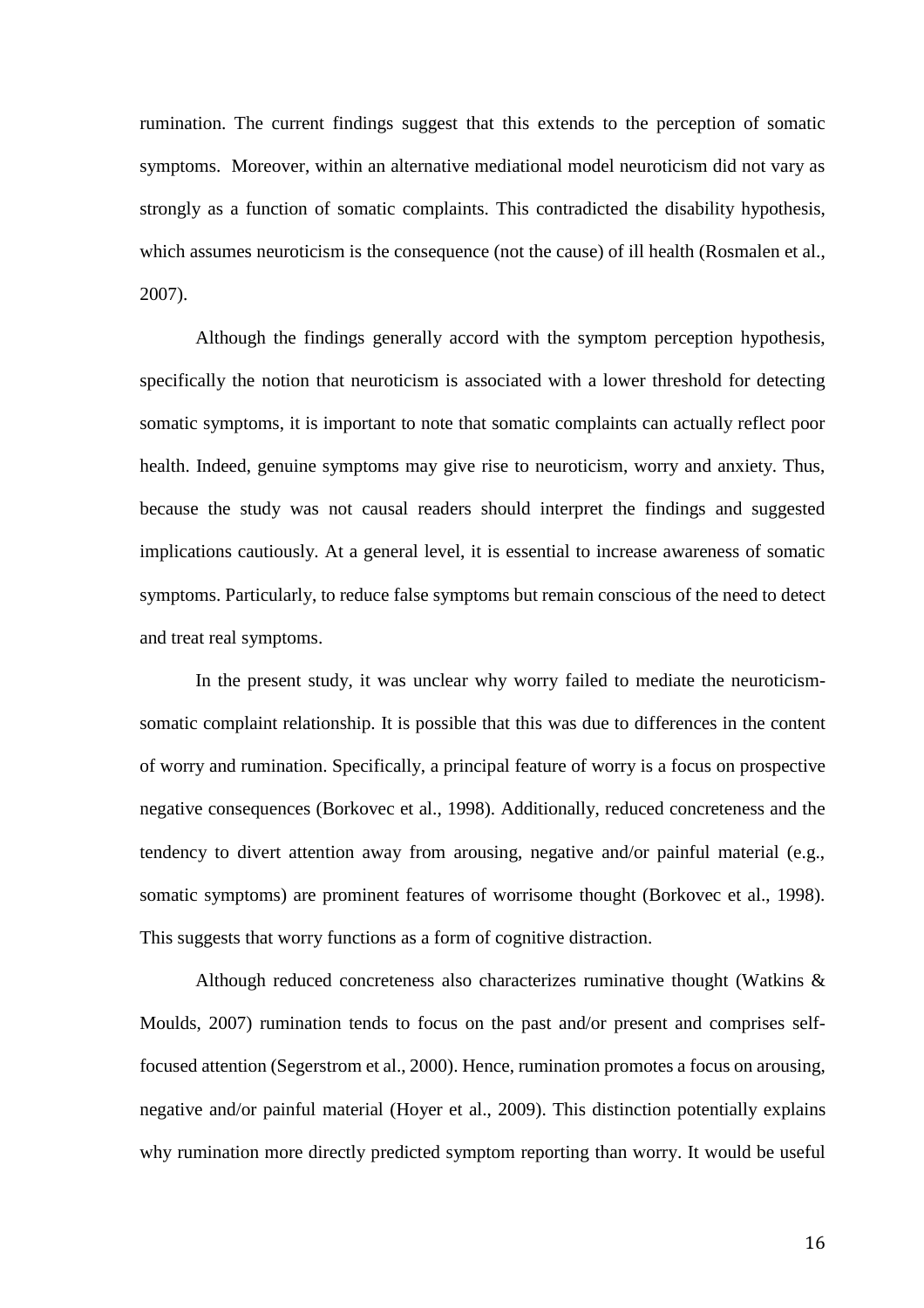rumination. The current findings suggest that this extends to the perception of somatic symptoms. Moreover, within an alternative mediational model neuroticism did not vary as strongly as a function of somatic complaints. This contradicted the disability hypothesis, which assumes neuroticism is the consequence (not the cause) of ill health (Rosmalen et al., 2007).

Although the findings generally accord with the symptom perception hypothesis, specifically the notion that neuroticism is associated with a lower threshold for detecting somatic symptoms, it is important to note that somatic complaints can actually reflect poor health. Indeed, genuine symptoms may give rise to neuroticism, worry and anxiety. Thus, because the study was not causal readers should interpret the findings and suggested implications cautiously. At a general level, it is essential to increase awareness of somatic symptoms. Particularly, to reduce false symptoms but remain conscious of the need to detect and treat real symptoms.

In the present study, it was unclear why worry failed to mediate the neuroticism-somatic complaint relationship. It is possible that this was due to differences in the content of worry and rumination. Specifically, a principal feature of worry is a focus on prospective negative consequences (Borkovec et al., 1998). Additionally, reduced concreteness and the tendency to divert attention away from arousing, negative and/or painful material (e.g., somatic symptoms) are prominent features of worrisome thought (Borkovec et al., 1998). This suggests that worry functions as a form of cognitive distraction.

Although reduced concreteness also characterizes ruminative thought (Watkins & Moulds, 2007) rumination tends to focus on the past and/or present and comprises self-focused attention (Segerstrom et al., 2000). Hence, rumination promotes a focus on arousing, negative and/or painful material (Hoyer et al., 2009). This distinction potentially explains why rumination more directly predicted symptom reporting than worry. It would be useful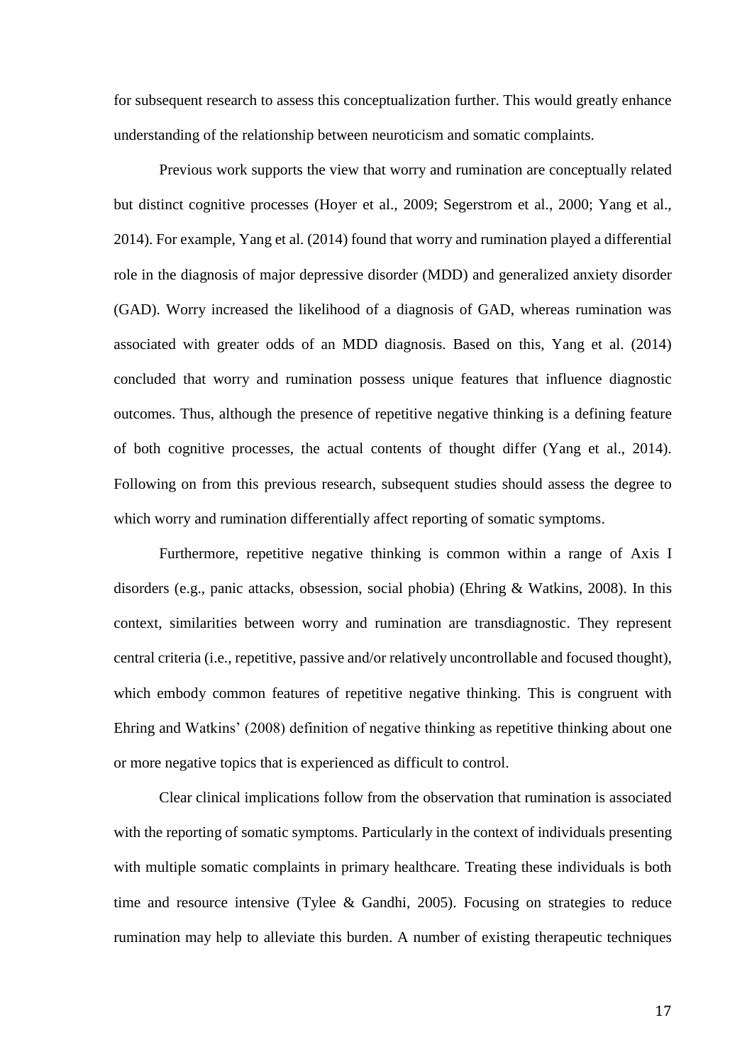for subsequent research to assess this conceptualization further. This would greatly enhance understanding of the relationship between neuroticism and somatic complaints.

Previous work supports the view that worry and rumination are conceptually related but distinct cognitive processes (Hoyer et al., 2009; Segerstrom et al., 2000; Yang et al., 2014). For example, Yang et al. (2014) found that worry and rumination played a differential role in the diagnosis of major depressive disorder (MDD) and generalized anxiety disorder (GAD). Worry increased the likelihood of a diagnosis of GAD, whereas rumination was associated with greater odds of an MDD diagnosis. Based on this, Yang et al. (2014) concluded that worry and rumination possess unique features that influence diagnostic outcomes. Thus, although the presence of repetitive negative thinking is a defining feature of both cognitive processes, the actual contents of thought differ (Yang et al., 2014). Following on from this previous research, subsequent studies should assess the degree to which worry and rumination differentially affect reporting of somatic symptoms.

Furthermore, repetitive negative thinking is common within a range of Axis I disorders (e.g., panic attacks, obsession, social phobia) (Ehring & Watkins, 2008). In this context, similarities between worry and rumination are transdiagnostic. They represent central criteria (i.e., repetitive, passive and/or relatively uncontrollable and focused thought), which embody common features of repetitive negative thinking. This is congruent with Ehring and Watkins' (2008) definition of negative thinking as repetitive thinking about one or more negative topics that is experienced as difficult to control.

Clear clinical implications follow from the observation that rumination is associated with the reporting of somatic symptoms. Particularly in the context of individuals presenting with multiple somatic complaints in primary healthcare. Treating these individuals is both time and resource intensive (Tylee & Gandhi, 2005). Focusing on strategies to reduce rumination may help to alleviate this burden. A number of existing therapeutic techniques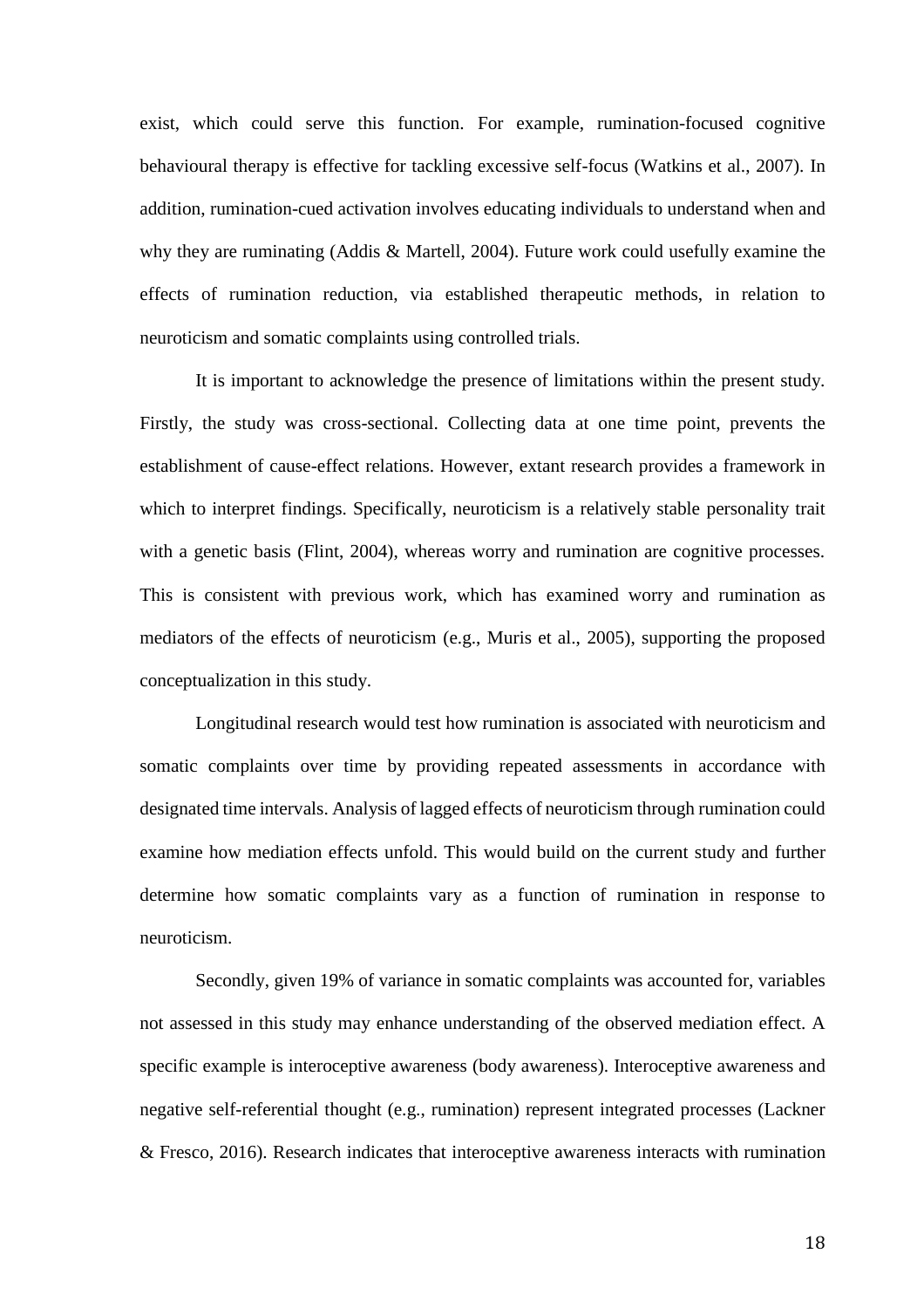exist, which could serve this function. For example, rumination-focused cognitive behavioural therapy is effective for tackling excessive self-focus (Watkins et al., 2007). In addition, rumination-cued activation involves educating individuals to understand when and why they are ruminating (Addis & Martell, 2004). Future work could usefully examine the effects of rumination reduction, via established therapeutic methods, in relation to neuroticism and somatic complaints using controlled trials.

It is important to acknowledge the presence of limitations within the present study. Firstly, the study was cross-sectional. Collecting data at one time point, prevents the establishment of cause-effect relations. However, extant research provides a framework in which to interpret findings. Specifically, neuroticism is a relatively stable personality trait with a genetic basis (Flint, 2004), whereas worry and rumination are cognitive processes. This is consistent with previous work, which has examined worry and rumination as mediators of the effects of neuroticism (e.g., Muris et al., 2005), supporting the proposed conceptualization in this study.

Longitudinal research would test how rumination is associated with neuroticism and somatic complaints over time by providing repeated assessments in accordance with designated time intervals. Analysis of lagged effects of neuroticism through rumination could examine how mediation effects unfold. This would build on the current study and further determine how somatic complaints vary as a function of rumination in response to neuroticism.

Secondly, given 19% of variance in somatic complaints was accounted for, variables not assessed in this study may enhance understanding of the observed mediation effect. A specific example is interoceptive awareness (body awareness). Interoceptive awareness and negative self-referential thought (e.g., rumination) represent integrated processes (Lackner & Fresco, 2016). Research indicates that interoceptive awareness interacts with rumination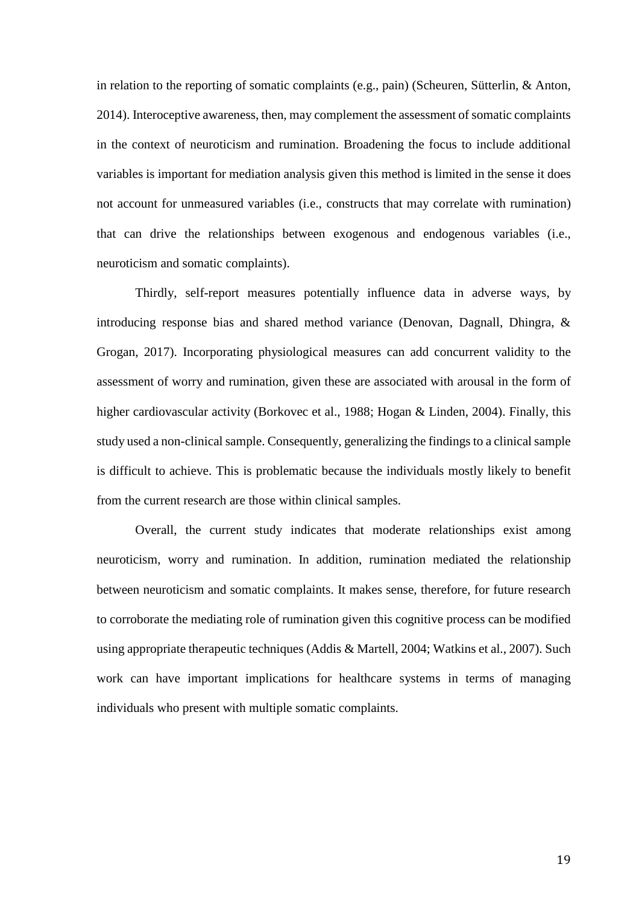in relation to the reporting of somatic complaints (e.g., pain) (Scheuren, Sütterlin, & Anton, 2014). Interoceptive awareness, then, may complement the assessment of somatic complaints in the context of neuroticism and rumination. Broadening the focus to include additional variables is important for mediation analysis given this method is limited in the sense it does not account for unmeasured variables (i.e., constructs that may correlate with rumination) that can drive the relationships between exogenous and endogenous variables (i.e., neuroticism and somatic complaints).

Thirdly, self-report measures potentially influence data in adverse ways, by introducing response bias and shared method variance (Denovan, Dagnall, Dhingra, & Grogan, 2017). Incorporating physiological measures can add concurrent validity to the assessment of worry and rumination, given these are associated with arousal in the form of higher cardiovascular activity (Borkovec et al., 1988; Hogan & Linden, 2004). Finally, this study used a non-clinical sample. Consequently, generalizing the findings to a clinical sample is difficult to achieve. This is problematic because the individuals mostly likely to benefit from the current research are those within clinical samples.

Overall, the current study indicates that moderate relationships exist among neuroticism, worry and rumination. In addition, rumination mediated the relationship between neuroticism and somatic complaints. It makes sense, therefore, for future research to corroborate the mediating role of rumination given this cognitive process can be modified using appropriate therapeutic techniques (Addis & Martell, 2004; Watkins et al., 2007). Such work can have important implications for healthcare systems in terms of managing individuals who present with multiple somatic complaints.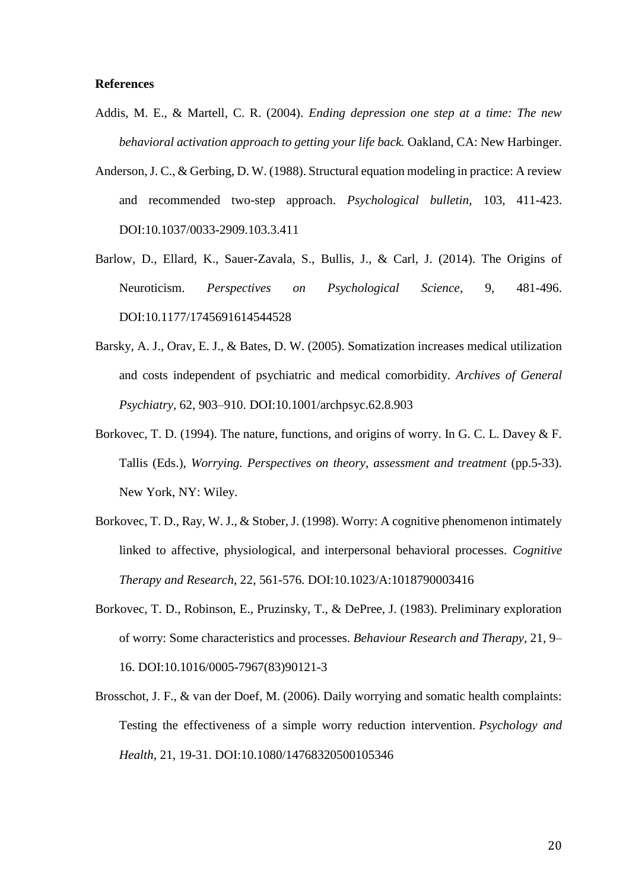**References**

Addis, M. E., & Martell, C. R. (2004). *Ending depression one step at a time: The new behavioral activation approach to getting your life back.* Oakland, CA: New Harbinger.

Anderson, J. C., & Gerbing, D. W. (1988). Structural equation modeling in practice: A review and recommended two-step approach. *Psychological bulletin*, 103, 411-423. DOI:10.1037/0033-2909.103.3.411

Barlow, D., Ellard, K., Sauer-Zavala, S., Bullis, J., & Carl, J. (2014). The Origins of Neuroticism. *Perspectives on Psychological Science*, 9, 481-496. DOI:10.1177/1745691614544528

Barsky, A. J., Orav, E. J., & Bates, D. W. (2005). Somatization increases medical utilization and costs independent of psychiatric and medical comorbidity. *Archives of General Psychiatry*, 62, 903–910. DOI:10.1001/archpsyc.62.8.903

Borkovec, T. D. (1994). The nature, functions, and origins of worry. In G. C. L. Davey & F. Tallis (Eds.), *Worrying. Perspectives on theory, assessment and treatment* (pp.5-33). New York, NY: Wiley.

Borkovec, T. D., Ray, W. J., & Stober, J. (1998). Worry: A cognitive phenomenon intimately linked to affective, physiological, and interpersonal behavioral processes. *Cognitive Therapy and Research*, 22, 561-576. DOI:10.1023/A:1018790003416

Borkovec, T. D., Robinson, E., Pruzinsky, T., & DePree, J. (1983). Preliminary exploration of worry: Some characteristics and processes. *Behaviour Research and Therapy*, 21, 9–16. DOI:10.1016/0005-7967(83)90121-3

Brosschot, J. F., & van der Doef, M. (2006). Daily worrying and somatic health complaints: Testing the effectiveness of a simple worry reduction intervention. *Psychology and Health*, 21, 19-31. DOI:10.1080/14768320500105346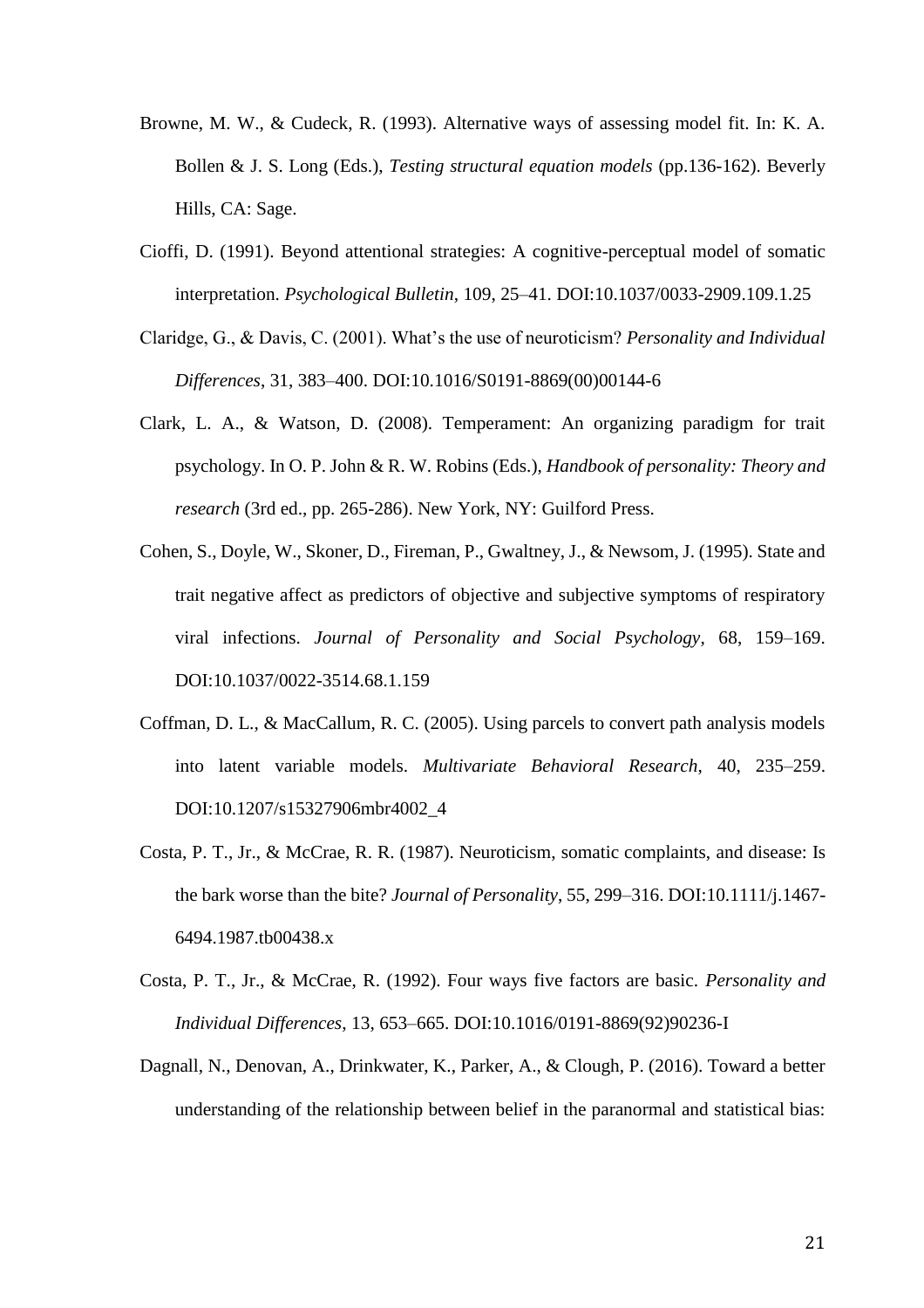Browne, M. W., & Cudeck, R. (1993). Alternative ways of assessing model fit. In: K. A. Bollen & J. S. Long (Eds.), *Testing structural equation models* (pp.136-162). Beverly Hills, CA: Sage.

Cioffi, D. (1991). Beyond attentional strategies: A cognitive-perceptual model of somatic interpretation. *Psychological Bulletin*, 109, 25–41. DOI:10.1037/0033-2909.109.1.25

Claridge, G., & Davis, C. (2001). What's the use of neuroticism? *Personality and Individual Differences*, 31, 383–400. DOI:10.1016/S0191-8869(00)00144-6

Clark, L. A., & Watson, D. (2008). Temperament: An organizing paradigm for trait psychology. In O. P. John & R. W. Robins (Eds.), *Handbook of personality: Theory and research* (3rd ed., pp. 265-286). New York, NY: Guilford Press.

Cohen, S., Doyle, W., Skoner, D., Fireman, P., Gwaltney, J., & Newsom, J. (1995). State and trait negative affect as predictors of objective and subjective symptoms of respiratory viral infections. *Journal of Personality and Social Psychology*, 68, 159–169. DOI:10.1037/0022-3514.68.1.159

Coffman, D. L., & MacCallum, R. C. (2005). Using parcels to convert path analysis models into latent variable models. *Multivariate Behavioral Research*, 40, 235–259. DOI:10.1207/s15327906mbr4002_4

Costa, P. T., Jr., & McCrae, R. R. (1987). Neuroticism, somatic complaints, and disease: Is the bark worse than the bite? *Journal of Personality*, 55, 299–316. DOI:10.1111/j.1467-6494.1987.tb00438.x

Costa, P. T., Jr., & McCrae, R. (1992). Four ways five factors are basic. *Personality and Individual Differences*, 13, 653–665. DOI:10.1016/0191-8869(92)90236-I

Dagnall, N., Denovan, A., Drinkwater, K., Parker, A., & Clough, P. (2016). Toward a better understanding of the relationship between belief in the paranormal and statistical bias: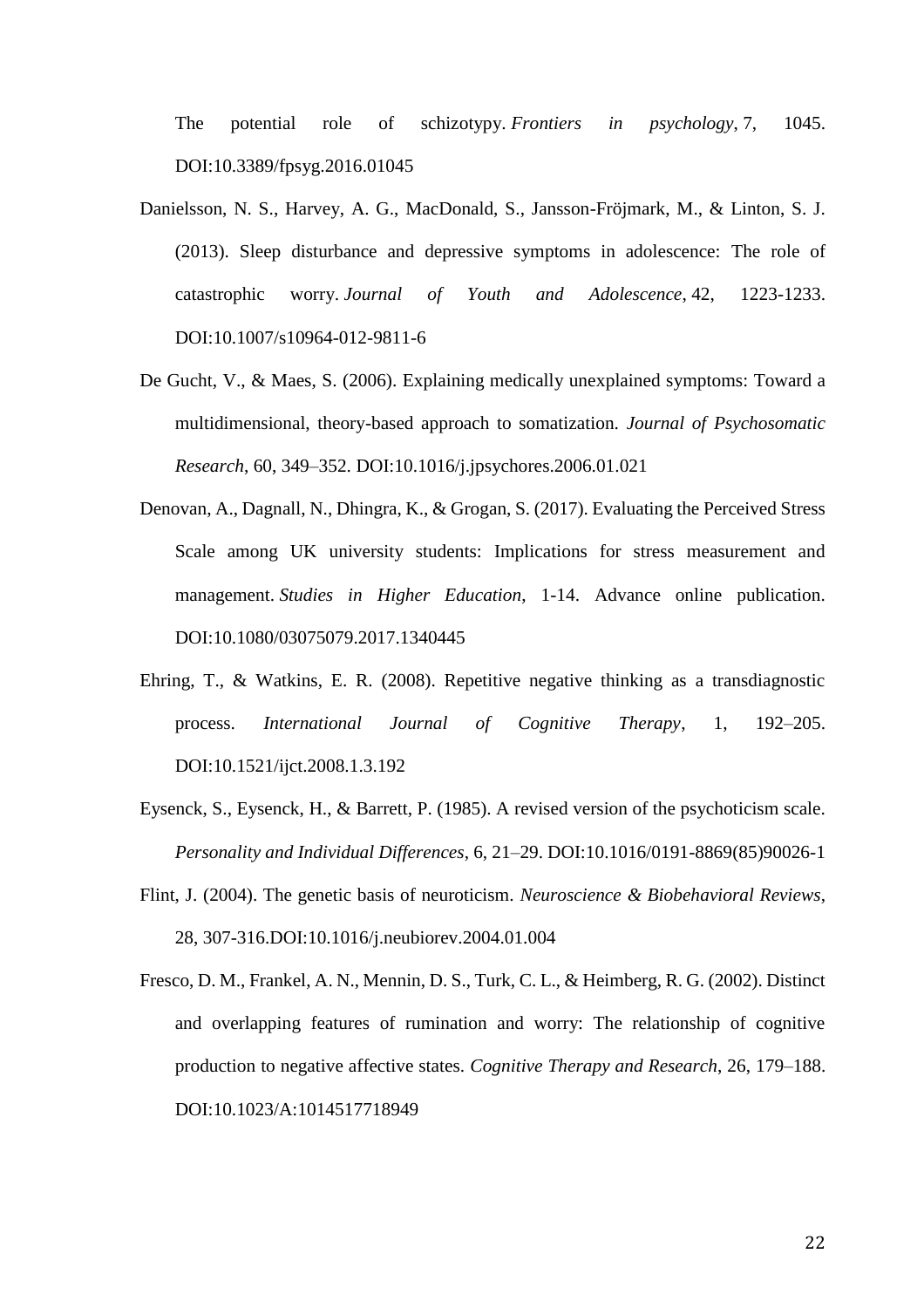The potential role of schizotypy. *Frontiers in psychology*, 7, 1045. DOI:10.3389/fpsyg.2016.01045

Danielsson, N. S., Harvey, A. G., MacDonald, S., Jansson-Fröjmark, M., & Linton, S. J. (2013). Sleep disturbance and depressive symptoms in adolescence: The role of catastrophic worry. *Journal of Youth and Adolescence*, 42, 1223-1233. DOI:10.1007/s10964-012-9811-6

De Gucht, V., & Maes, S. (2006). Explaining medically unexplained symptoms: Toward a multidimensional, theory-based approach to somatization. *Journal of Psychosomatic Research*, 60, 349–352. DOI:10.1016/j.jpsychores.2006.01.021

Denovan, A., Dagnall, N., Dhingra, K., & Grogan, S. (2017). Evaluating the Perceived Stress Scale among UK university students: Implications for stress measurement and management. *Studies in Higher Education*, 1-14. Advance online publication. DOI:10.1080/03075079.2017.1340445

Ehring, T., & Watkins, E. R. (2008). Repetitive negative thinking as a transdiagnostic process. *International Journal of Cognitive Therapy*, 1, 192–205. DOI:10.1521/ijct.2008.1.3.192

Eysenck, S., Eysenck, H., & Barrett, P. (1985). A revised version of the psychoticism scale. *Personality and Individual Differences*, 6, 21–29. DOI:10.1016/0191-8869(85)90026-1

Flint, J. (2004). The genetic basis of neuroticism. *Neuroscience & Biobehavioral Reviews*, 28, 307-316.DOI:10.1016/j.neubiorev.2004.01.004

Fresco, D. M., Frankel, A. N., Mennin, D. S., Turk, C. L., & Heimberg, R. G. (2002). Distinct and overlapping features of rumination and worry: The relationship of cognitive production to negative affective states. *Cognitive Therapy and Research*, 26, 179–188. DOI:10.1023/A:1014517718949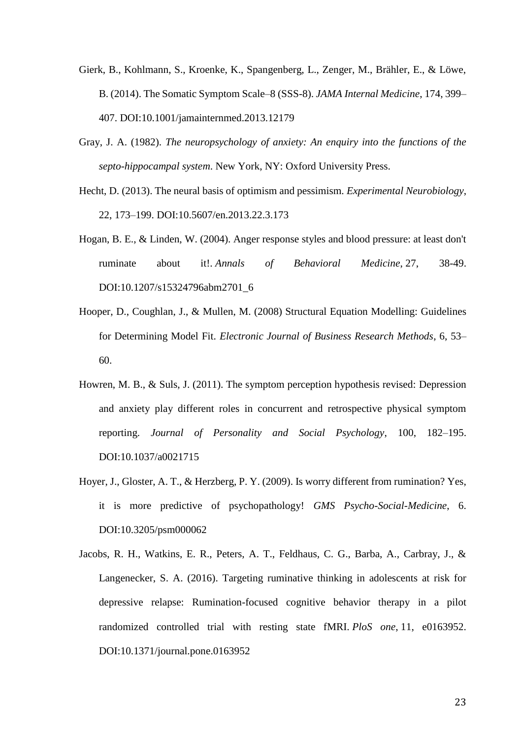Gierk, B., Kohlmann, S., Kroenke, K., Spangenberg, L., Zenger, M., Brähler, E., & Löwe, B. (2014). The Somatic Symptom Scale–8 (SSS-8). *JAMA Internal Medicine*, 174, 399–407. DOI:10.1001/jamainternmed.2013.12179

Gray, J. A. (1982). *The neuropsychology of anxiety: An enquiry into the functions of the septo-hippocampal system*. New York, NY: Oxford University Press.

Hecht, D. (2013). The neural basis of optimism and pessimism. *Experimental Neurobiology*, 22, 173–199. DOI:10.5607/en.2013.22.3.173

Hogan, B. E., & Linden, W. (2004). Anger response styles and blood pressure: at least don't ruminate about it!. *Annals of Behavioral Medicine*, 27, 38-49. DOI:10.1207/s15324796abm2701_6

Hooper, D., Coughlan, J., & Mullen, M. (2008) Structural Equation Modelling: Guidelines for Determining Model Fit. *Electronic Journal of Business Research Methods*, 6, 53–60.

Howren, M. B., & Suls, J. (2011). The symptom perception hypothesis revised: Depression and anxiety play different roles in concurrent and retrospective physical symptom reporting. *Journal of Personality and Social Psychology*, 100, 182–195. DOI:10.1037/a0021715

Hoyer, J., Gloster, A. T., & Herzberg, P. Y. (2009). Is worry different from rumination? Yes, it is more predictive of psychopathology! *GMS Psycho-Social-Medicine*, 6. DOI:10.3205/psm000062

Jacobs, R. H., Watkins, E. R., Peters, A. T., Feldhaus, C. G., Barba, A., Carbray, J., & Langenecker, S. A. (2016). Targeting ruminative thinking in adolescents at risk for depressive relapse: Rumination-focused cognitive behavior therapy in a pilot randomized controlled trial with resting state fMRI. *PloS one*, 11, e0163952. DOI:10.1371/journal.pone.0163952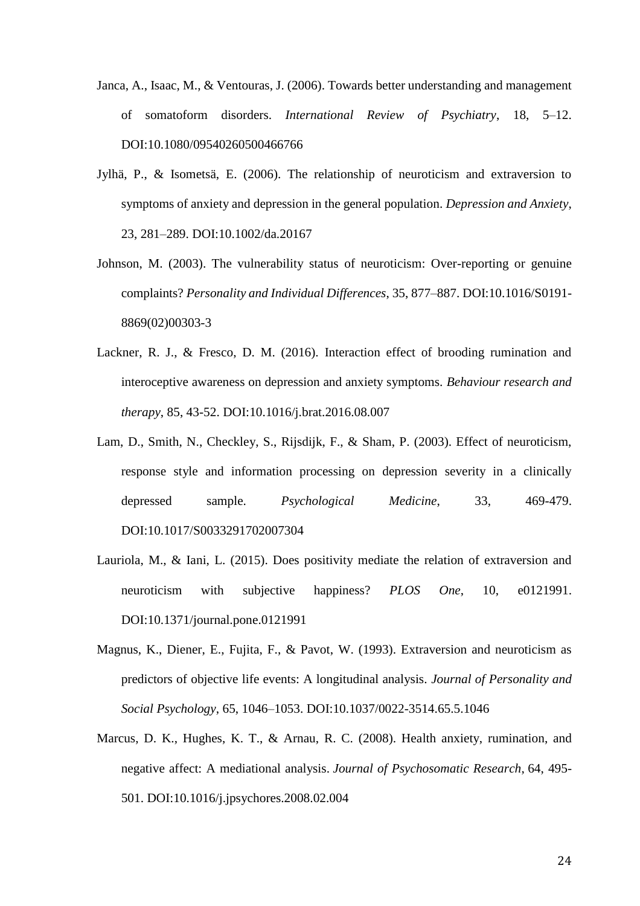Janca, A., Isaac, M., & Ventouras, J. (2006). Towards better understanding and management of somatoform disorders. *International Review of Psychiatry*, 18, 5–12. DOI:10.1080/09540260500466766

Jylhä, P., & Isometsä, E. (2006). The relationship of neuroticism and extraversion to symptoms of anxiety and depression in the general population. *Depression and Anxiety*, 23, 281–289. DOI:10.1002/da.20167

Johnson, M. (2003). The vulnerability status of neuroticism: Over-reporting or genuine complaints? *Personality and Individual Differences*, 35, 877–887. DOI:10.1016/S0191-8869(02)00303-3

Lackner, R. J., & Fresco, D. M. (2016). Interaction effect of brooding rumination and interoceptive awareness on depression and anxiety symptoms. *Behaviour research and therapy*, 85, 43-52. DOI:10.1016/j.brat.2016.08.007

Lam, D., Smith, N., Checkley, S., Rijsdijk, F., & Sham, P. (2003). Effect of neuroticism, response style and information processing on depression severity in a clinically depressed sample. *Psychological Medicine*, 33, 469-479. DOI:10.1017/S0033291702007304

Lauriola, M., & Iani, L. (2015). Does positivity mediate the relation of extraversion and neuroticism with subjective happiness? *PLOS One*, 10, e0121991. DOI:10.1371/journal.pone.0121991

Magnus, K., Diener, E., Fujita, F., & Pavot, W. (1993). Extraversion and neuroticism as predictors of objective life events: A longitudinal analysis. *Journal of Personality and Social Psychology*, 65, 1046–1053. DOI:10.1037/0022-3514.65.5.1046

Marcus, D. K., Hughes, K. T., & Arnau, R. C. (2008). Health anxiety, rumination, and negative affect: A mediational analysis. *Journal of Psychosomatic Research*, 64, 495-501. DOI:10.1016/j.jpsychores.2008.02.004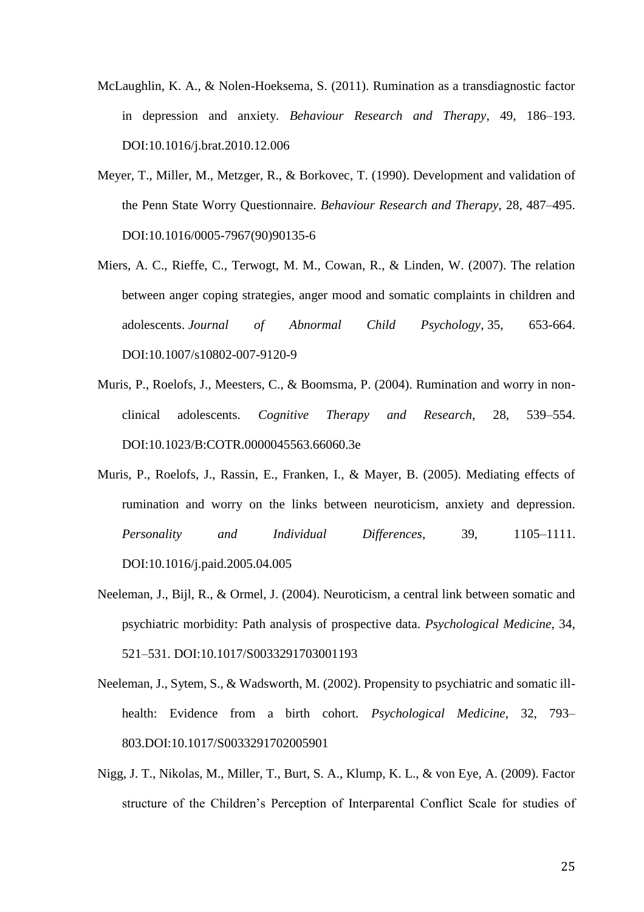McLaughlin, K. A., & Nolen-Hoeksema, S. (2011). Rumination as a transdiagnostic factor in depression and anxiety. *Behaviour Research and Therapy*, 49, 186–193. DOI:10.1016/j.brat.2010.12.006

Meyer, T., Miller, M., Metzger, R., & Borkovec, T. (1990). Development and validation of the Penn State Worry Questionnaire. *Behaviour Research and Therapy*, 28, 487–495. DOI:10.1016/0005-7967(90)90135-6

Miers, A. C., Rieffe, C., Terwogt, M. M., Cowan, R., & Linden, W. (2007). The relation between anger coping strategies, anger mood and somatic complaints in children and adolescents. *Journal of Abnormal Child Psychology*, 35, 653-664. DOI:10.1007/s10802-007-9120-9

Muris, P., Roelofs, J., Meesters, C., & Boomsma, P. (2004). Rumination and worry in non-clinical adolescents. *Cognitive Therapy and Research*, 28, 539–554. DOI:10.1023/B:COTR.0000045563.66060.3e

Muris, P., Roelofs, J., Rassin, E., Franken, I., & Mayer, B. (2005). Mediating effects of rumination and worry on the links between neuroticism, anxiety and depression. *Personality and Individual Differences*, 39, 1105–1111. DOI:10.1016/j.paid.2005.04.005

Neeleman, J., Bijl, R., & Ormel, J. (2004). Neuroticism, a central link between somatic and psychiatric morbidity: Path analysis of prospective data. *Psychological Medicine*, 34, 521–531. DOI:10.1017/S0033291703001193

Neeleman, J., Sytem, S., & Wadsworth, M. (2002). Propensity to psychiatric and somatic ill-health: Evidence from a birth cohort. *Psychological Medicine*, 32, 793–803.DOI:10.1017/S0033291702005901

Nigg, J. T., Nikolas, M., Miller, T., Burt, S. A., Klump, K. L., & von Eye, A. (2009). Factor structure of the Children's Perception of Interparental Conflict Scale for studies of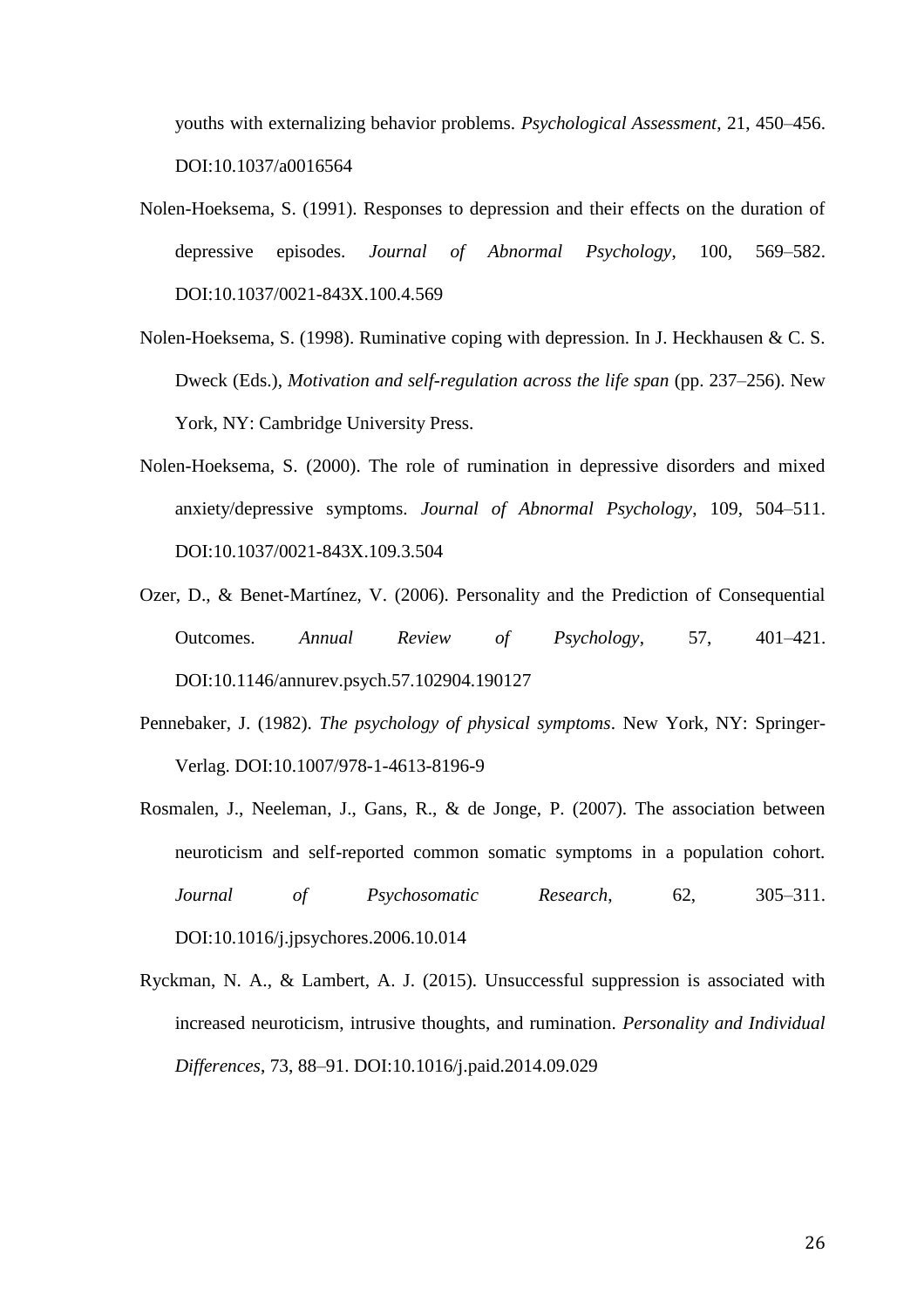youths with externalizing behavior problems. *Psychological Assessment*, 21, 450–456. DOI:10.1037/a0016564

Nolen-Hoeksema, S. (1991). Responses to depression and their effects on the duration of depressive episodes. *Journal of Abnormal Psychology*, 100, 569–582. DOI:10.1037/0021-843X.100.4.569

Nolen-Hoeksema, S. (1998). Ruminative coping with depression. In J. Heckhausen & C. S. Dweck (Eds.), *Motivation and self-regulation across the life span* (pp. 237–256). New York, NY: Cambridge University Press.

Nolen-Hoeksema, S. (2000). The role of rumination in depressive disorders and mixed anxiety/depressive symptoms. *Journal of Abnormal Psychology*, 109, 504–511. DOI:10.1037/0021-843X.109.3.504

Ozer, D., & Benet-Martínez, V. (2006). Personality and the Prediction of Consequential Outcomes. *Annual Review of Psychology*, 57, 401–421. DOI:10.1146/annurev.psych.57.102904.190127

Pennebaker, J. (1982). *The psychology of physical symptoms*. New York, NY: Springer-Verlag. DOI:10.1007/978-1-4613-8196-9

Rosmalen, J., Neeleman, J., Gans, R., & de Jonge, P. (2007). The association between neuroticism and self-reported common somatic symptoms in a population cohort. *Journal of Psychosomatic Research*, 62, 305–311. DOI:10.1016/j.jpsychores.2006.10.014

Ryckman, N. A., & Lambert, A. J. (2015). Unsuccessful suppression is associated with increased neuroticism, intrusive thoughts, and rumination. *Personality and Individual Differences*, 73, 88–91. DOI:10.1016/j.paid.2014.09.029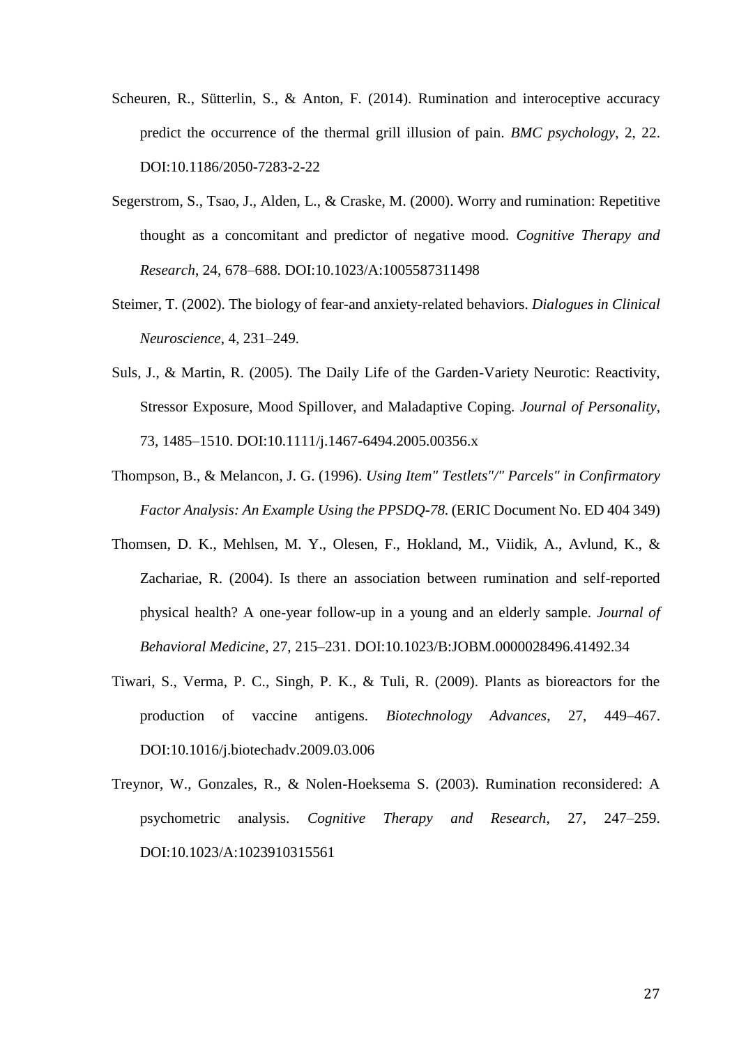Scheuren, R., Sütterlin, S., & Anton, F. (2014). Rumination and interoceptive accuracy predict the occurrence of the thermal grill illusion of pain. *BMC psychology*, 2, 22. DOI:10.1186/2050-7283-2-22

Segerstrom, S., Tsao, J., Alden, L., & Craske, M. (2000). Worry and rumination: Repetitive thought as a concomitant and predictor of negative mood. *Cognitive Therapy and Research*, 24, 678–688. DOI:10.1023/A:1005587311498

Steimer, T. (2002). The biology of fear-and anxiety-related behaviors. *Dialogues in Clinical Neuroscience*, 4, 231–249.

Suls, J., & Martin, R. (2005). The Daily Life of the Garden-Variety Neurotic: Reactivity, Stressor Exposure, Mood Spillover, and Maladaptive Coping. *Journal of Personality*, 73, 1485–1510. DOI:10.1111/j.1467-6494.2005.00356.x

Thompson, B., & Melancon, J. G. (1996). *Using Item" Testlets"/" Parcels" in Confirmatory Factor Analysis: An Example Using the PPSDQ-78.* (ERIC Document No. ED 404 349)

Thomsen, D. K., Mehlsen, M. Y., Olesen, F., Hokland, M., Viidik, A., Avlund, K., & Zachariae, R. (2004). Is there an association between rumination and self-reported physical health? A one-year follow-up in a young and an elderly sample. *Journal of Behavioral Medicine*, 27, 215–231. DOI:10.1023/B:JOBM.0000028496.41492.34

Tiwari, S., Verma, P. C., Singh, P. K., & Tuli, R. (2009). Plants as bioreactors for the production of vaccine antigens. *Biotechnology Advances*, 27, 449–467. DOI:10.1016/j.biotechadv.2009.03.006

Treynor, W., Gonzales, R., & Nolen-Hoeksema S. (2003). Rumination reconsidered: A psychometric analysis. *Cognitive Therapy and Research*, 27, 247–259. DOI:10.1023/A:1023910315561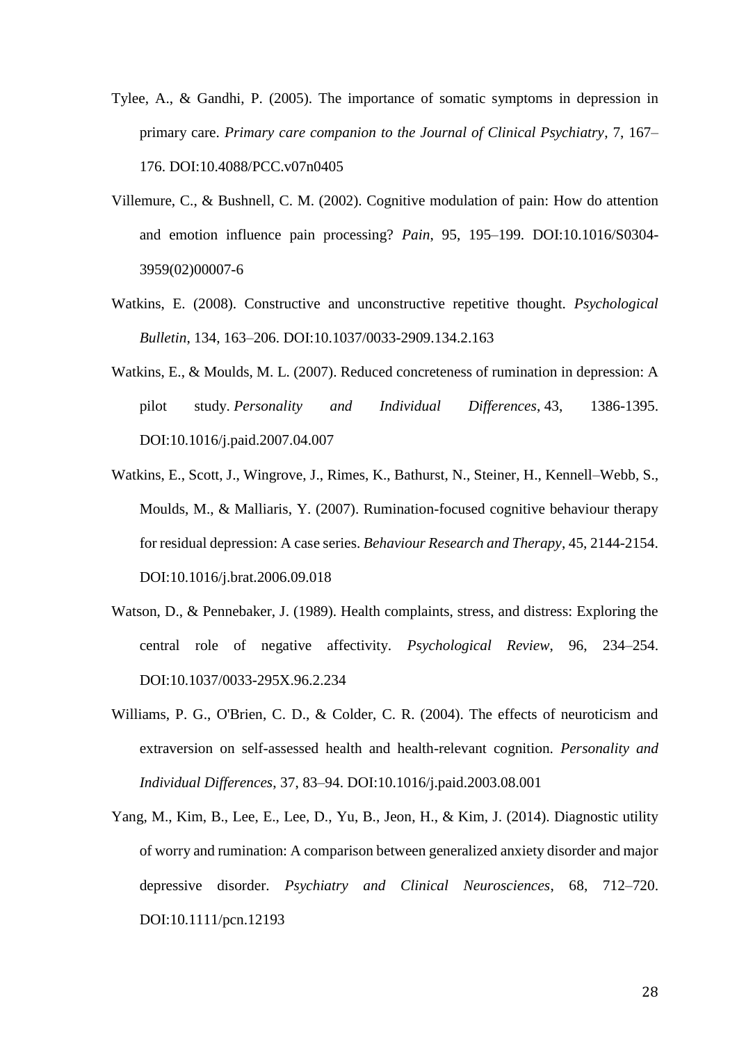Tylee, A., & Gandhi, P. (2005). The importance of somatic symptoms in depression in primary care. *Primary care companion to the Journal of Clinical Psychiatry*, 7, 167–176. DOI:10.4088/PCC.v07n0405

Villemure, C., & Bushnell, C. M. (2002). Cognitive modulation of pain: How do attention and emotion influence pain processing? *Pain*, 95, 195–199. DOI:10.1016/S0304-3959(02)00007-6

Watkins, E. (2008). Constructive and unconstructive repetitive thought. *Psychological Bulletin*, 134, 163–206. DOI:10.1037/0033-2909.134.2.163

Watkins, E., & Moulds, M. L. (2007). Reduced concreteness of rumination in depression: A pilot study. *Personality and Individual Differences*, 43, 1386-1395. DOI:10.1016/j.paid.2007.04.007

Watkins, E., Scott, J., Wingrove, J., Rimes, K., Bathurst, N., Steiner, H., Kennell–Webb, S., Moulds, M., & Malliaris, Y. (2007). Rumination-focused cognitive behaviour therapy for residual depression: A case series. *Behaviour Research and Therapy*, 45, 2144-2154. DOI:10.1016/j.brat.2006.09.018

Watson, D., & Pennebaker, J. (1989). Health complaints, stress, and distress: Exploring the central role of negative affectivity. *Psychological Review*, 96, 234–254. DOI:10.1037/0033-295X.96.2.234

Williams, P. G., O'Brien, C. D., & Colder, C. R. (2004). The effects of neuroticism and extraversion on self-assessed health and health-relevant cognition. *Personality and Individual Differences*, 37, 83–94. DOI:10.1016/j.paid.2003.08.001

Yang, M., Kim, B., Lee, E., Lee, D., Yu, B., Jeon, H., & Kim, J. (2014). Diagnostic utility of worry and rumination: A comparison between generalized anxiety disorder and major depressive disorder. *Psychiatry and Clinical Neurosciences*, 68, 712–720. DOI:10.1111/pcn.12193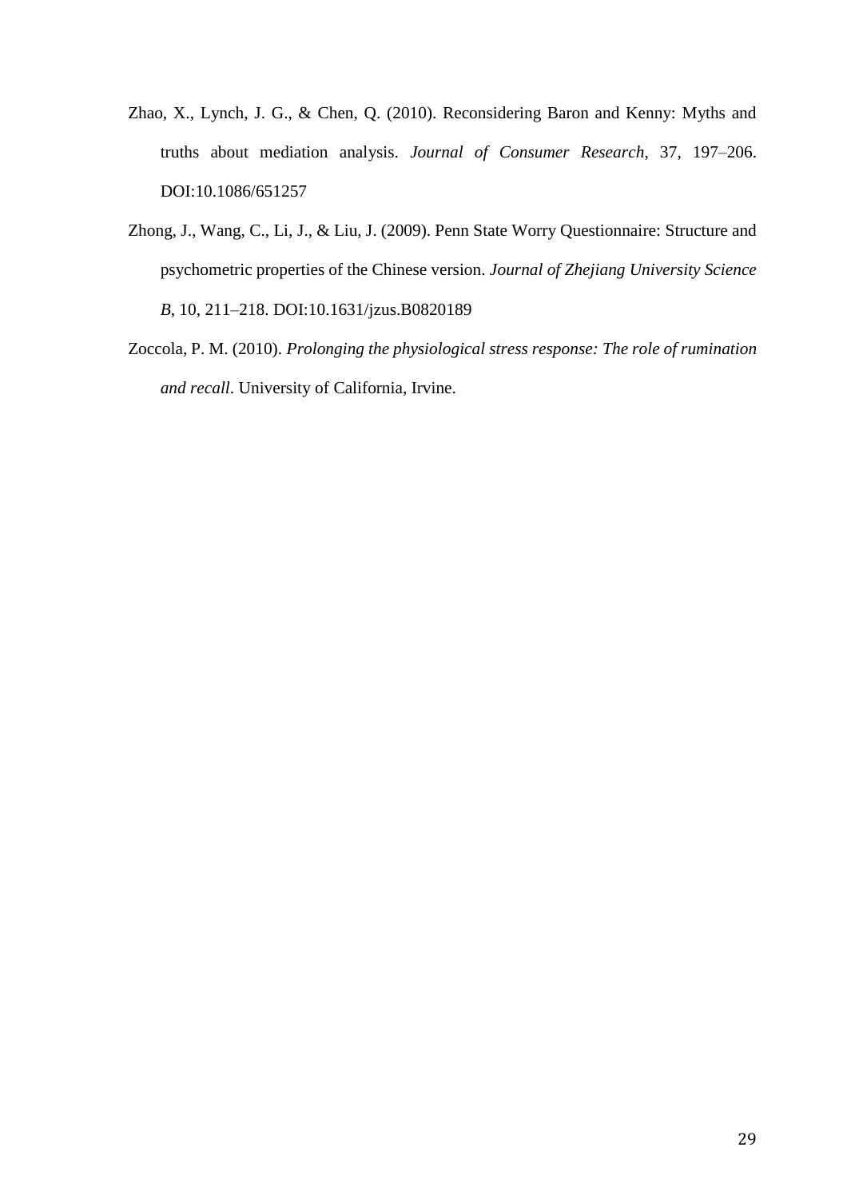Zhao, X., Lynch, J. G., & Chen, Q. (2010). Reconsidering Baron and Kenny: Myths and truths about mediation analysis. *Journal of Consumer Research*, 37, 197–206. DOI:10.1086/651257

Zhong, J., Wang, C., Li, J., & Liu, J. (2009). Penn State Worry Questionnaire: Structure and psychometric properties of the Chinese version. *Journal of Zhejiang University Science B*, 10, 211–218. DOI:10.1631/jzus.B0820189

Zoccola, P. M. (2010). *Prolonging the physiological stress response: The role of rumination and recall*. University of California, Irvine.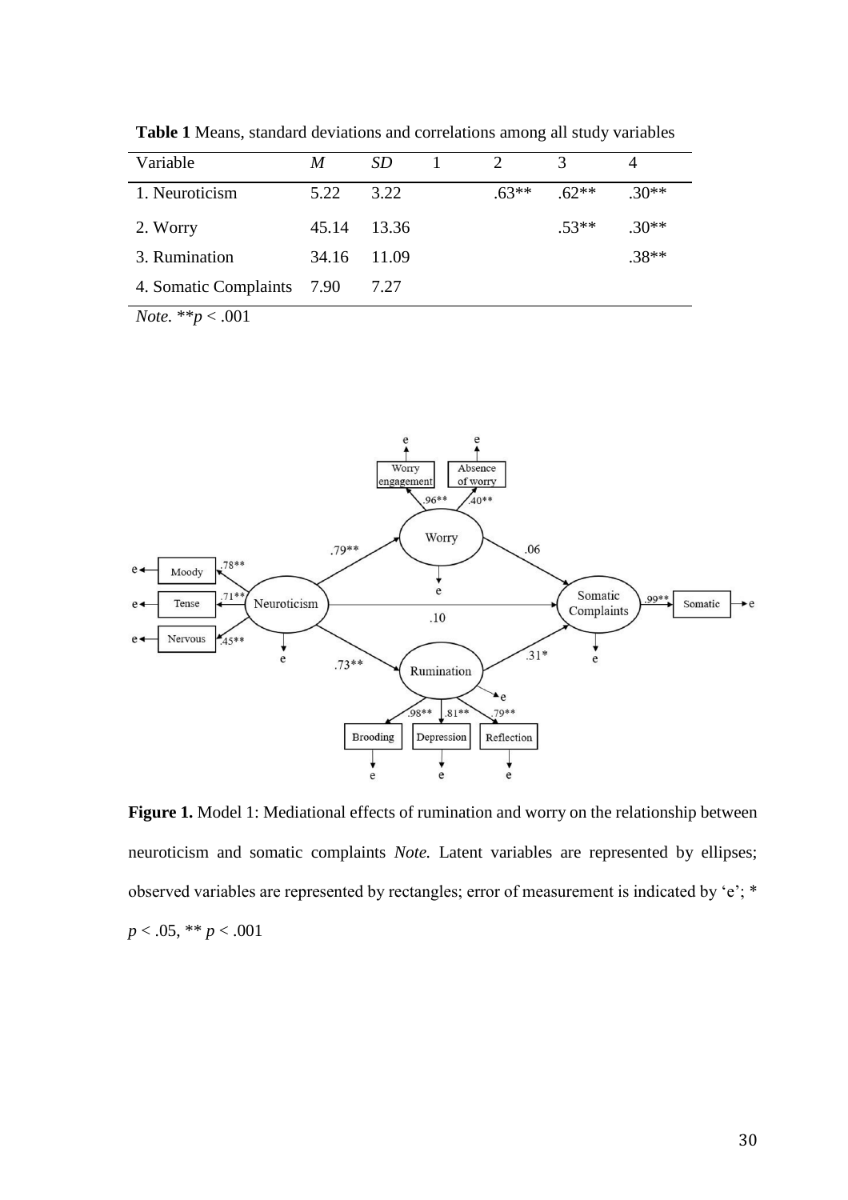**Table 1** Means, standard deviations and correlations among all study variables

| Variable | *M* | *SD* | 1 | 2 | 3 | 4 |
|---|---|---|---|---|---|---|
| 1. Neuroticism | 5.22 | 3.22 | | .63** | .62** | .30** |
| 2. Worry | 45.14 | 13.36 | | | .53** | .30** |
| 3. Rumination | 34.16 | 11.09 | | | | .38** |
| 4. Somatic Complaints | 7.90 | 7.27 | | | | |

*Note.* ***p* < .001

**Figure 1.** Model 1: Mediational effects of rumination and worry on the relationship between neuroticism and somatic complaints *Note.* Latent variables are represented by ellipses; observed variables are represented by rectangles; error of measurement is indicated by 'e'; * $p < .05$, ** $p < .001$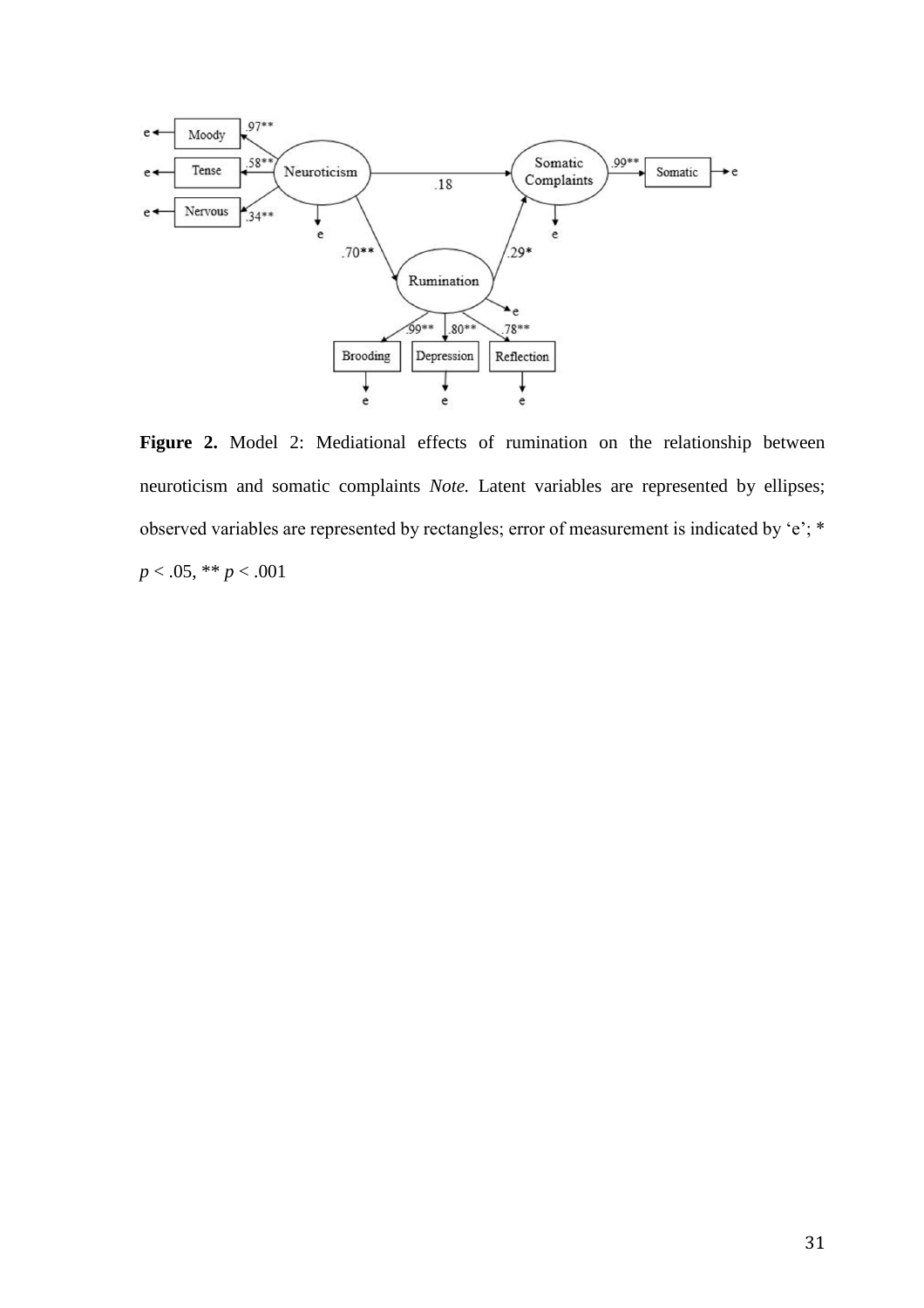e Moody .97**

e Tense .58**

e Nervous .34**

Neuroticism

e

.18

Somatic Complaints

.99**

Somatic e

e

.70**

.29*

Rumination

e

.99** .80** .78**

Brooding Depression Reflection

e e e

**Figure 2.** Model 2: Mediational effects of rumination on the relationship between neuroticism and somatic complaints *Note.* Latent variables are represented by ellipses; observed variables are represented by rectangles; error of measurement is indicated by 'e'; * $p < .05$, ** $p < .001$